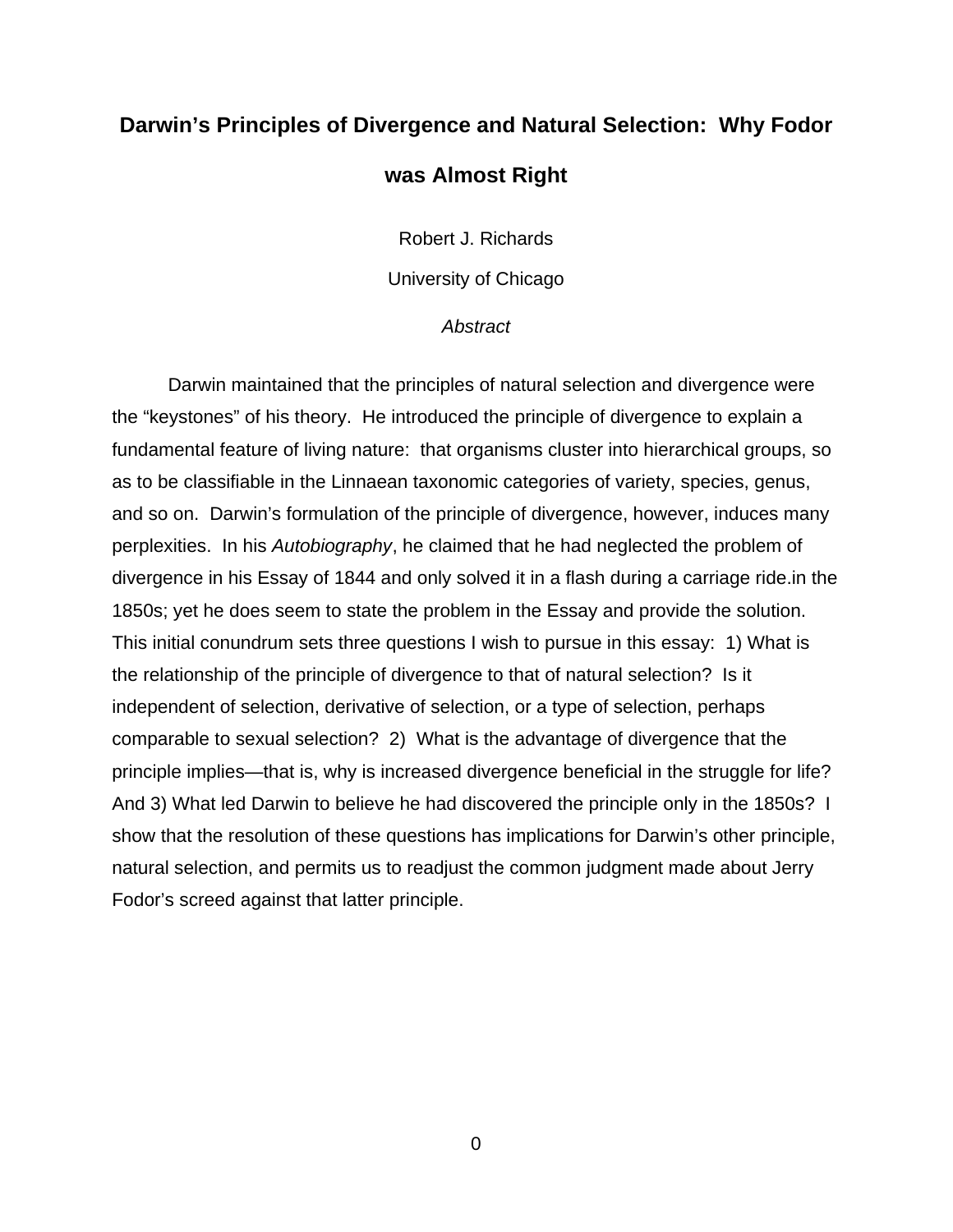# Darwin's Principles of Divergence and Natural Selection: Why Fodor was Almost Right

Robert J. Richards

University of Chicago

*Abstract*

Darwin maintained that the principles of natural selection and divergence were the "keystones" of his theory. He introduced the principle of divergence to explain a fundamental feature of living nature: that organisms cluster into hierarchical groups, so as to be classifiable in the Linnaean taxonomic categories of variety, species, genus, and so on. Darwin's formulation of the principle of divergence, however, induces many perplexities. In his *Autobiography*, he claimed that he had neglected the problem of divergence in his Essay of 1844 and only solved it in a flash during a carriage ride.in the 1850s; yet he does seem to state the problem in the Essay and provide the solution. This initial conundrum sets three questions I wish to pursue in this essay: 1) What is the relationship of the principle of divergence to that of natural selection? Is it independent of selection, derivative of selection, or a type of selection, perhaps comparable to sexual selection? 2) What is the advantage of divergence that the principle implies—that is, why is increased divergence beneficial in the struggle for life? And 3) What led Darwin to believe he had discovered the principle only in the 1850s? I show that the resolution of these questions has implications for Darwin's other principle, natural selection, and permits us to readjust the common judgment made about Jerry Fodor's screed against that latter principle.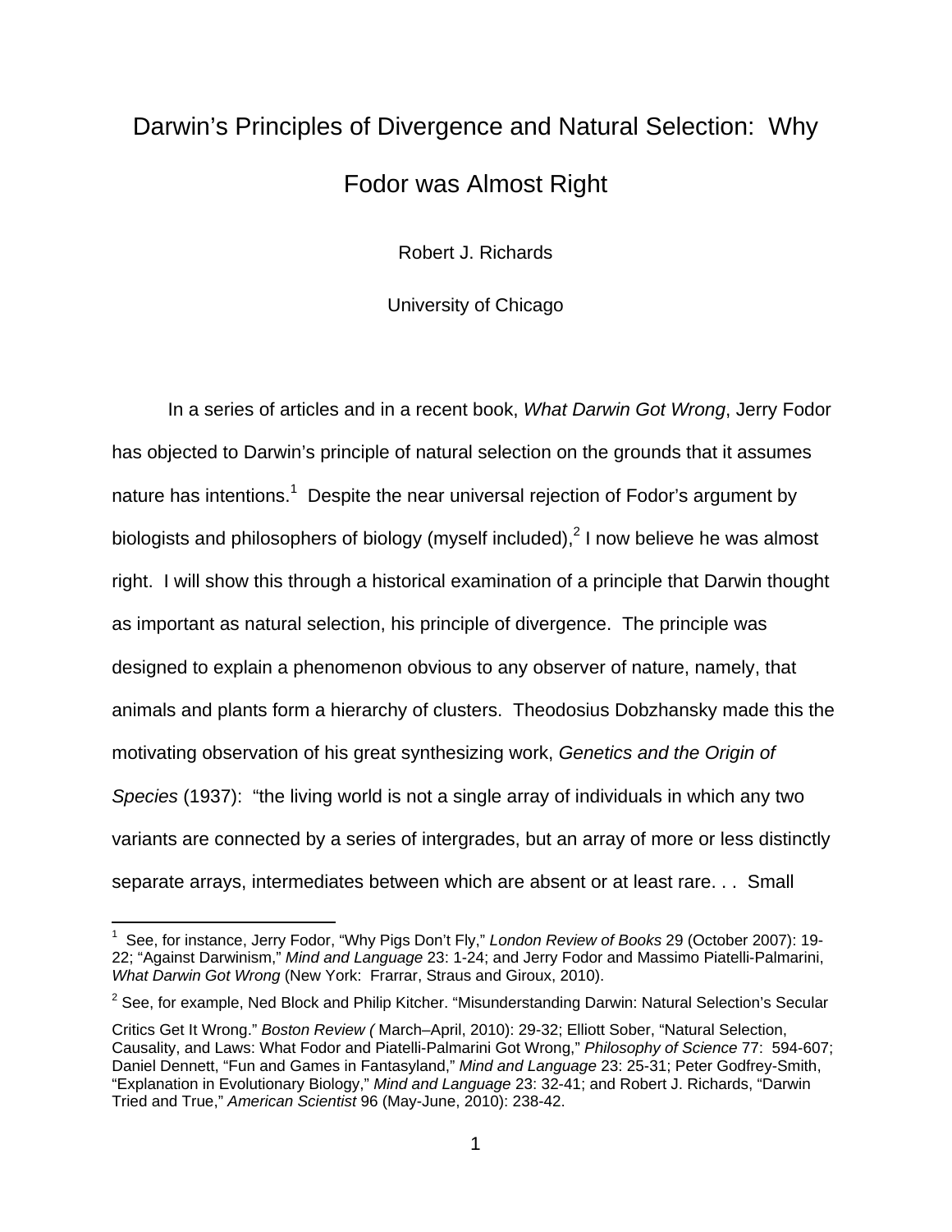# Darwin's Principles of Divergence and Natural Selection: Why Fodor was Almost Right

Robert J. Richards

University of Chicago

In a series of articles and in a recent book, *What Darwin Got Wrong*, Jerry Fodor has objected to Darwin's principle of natural selection on the grounds that it assumes nature has intentions.[1] Despite the near universal rejection of Fodor's argument by biologists and philosophers of biology (myself included),[2] I now believe he was almost right. I will show this through a historical examination of a principle that Darwin thought as important as natural selection, his principle of divergence. The principle was designed to explain a phenomenon obvious to any observer of nature, namely, that animals and plants form a hierarchy of clusters. Theodosius Dobzhansky made this the motivating observation of his great synthesizing work, *Genetics and the Origin of Species* (1937): "the living world is not a single array of individuals in which any two variants are connected by a series of intergrades, but an array of more or less distinctly separate arrays, intermediates between which are absent or at least rare. . . Small

---

[1] See, for instance, Jerry Fodor, "Why Pigs Don't Fly," *London Review of Books* 29 (October 2007): 19-22; "Against Darwinism," *Mind and Language* 23: 1-24; and Jerry Fodor and Massimo Piatelli-Palmarini, *What Darwin Got Wrong* (New York: Frrarar, Straus and Giroux, 2010).

[2] See, for example, Ned Block and Philip Kitcher. "Misunderstanding Darwin: Natural Selection's Secular Critics Get It Wrong." *Boston Review (* March–April, 2010): 29-32; Elliott Sober, "Natural Selection, Causality, and Laws: What Fodor and Piatelli-Palmarini Got Wrong," *Philosophy of Science* 77: 594-607; Daniel Dennett, "Fun and Games in Fantasyland," *Mind and Language* 23: 25-31; Peter Godfrey-Smith, "Explanation in Evolutionary Biology," *Mind and Language* 23: 32-41; and Robert J. Richards, "Darwin Tried and True," *American Scientist* 96 (May-June, 2010): 238-42.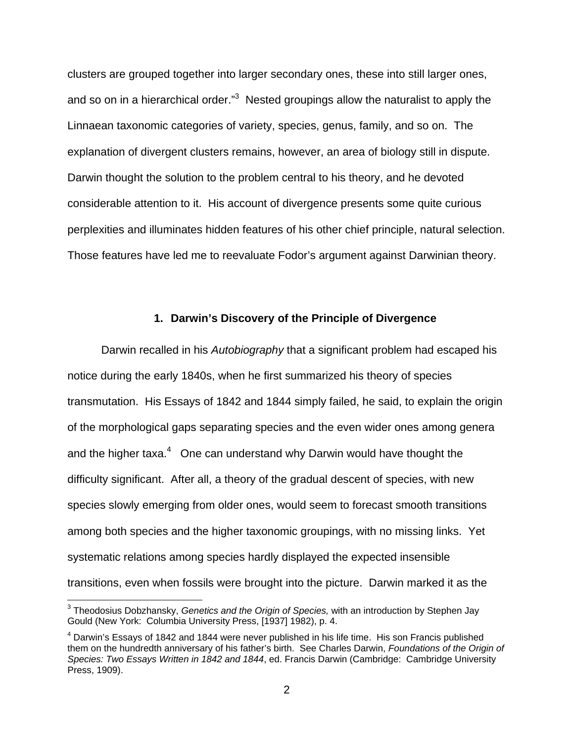clusters are grouped together into larger secondary ones, these into still larger ones, and so on in a hierarchical order."[3] Nested groupings allow the naturalist to apply the Linnaean taxonomic categories of variety, species, genus, family, and so on. The explanation of divergent clusters remains, however, an area of biology still in dispute. Darwin thought the solution to the problem central to his theory, and he devoted considerable attention to it. His account of divergence presents some quite curious perplexities and illuminates hidden features of his other chief principle, natural selection. Those features have led me to reevaluate Fodor's argument against Darwinian theory.

## 1. Darwin's Discovery of the Principle of Divergence

Darwin recalled in his *Autobiography* that a significant problem had escaped his notice during the early 1840s, when he first summarized his theory of species transmutation. His Essays of 1842 and 1844 simply failed, he said, to explain the origin of the morphological gaps separating species and the even wider ones among genera and the higher taxa.[4] One can understand why Darwin would have thought the difficulty significant. After all, a theory of the gradual descent of species, with new species slowly emerging from older ones, would seem to forecast smooth transitions among both species and the higher taxonomic groupings, with no missing links. Yet systematic relations among species hardly displayed the expected insensible transitions, even when fossils were brought into the picture. Darwin marked it as the

[3] Theodosius Dobzhansky, *Genetics and the Origin of Species,* with an introduction by Stephen Jay Gould (New York: Columbia University Press, [1937] 1982), p. 4.

[4] Darwin's Essays of 1842 and 1844 were never published in his life time. His son Francis published them on the hundredth anniversary of his father's birth. See Charles Darwin, *Foundations of the Origin of Species: Two Essays Written in 1842 and 1844*, ed. Francis Darwin (Cambridge: Cambridge University Press, 1909).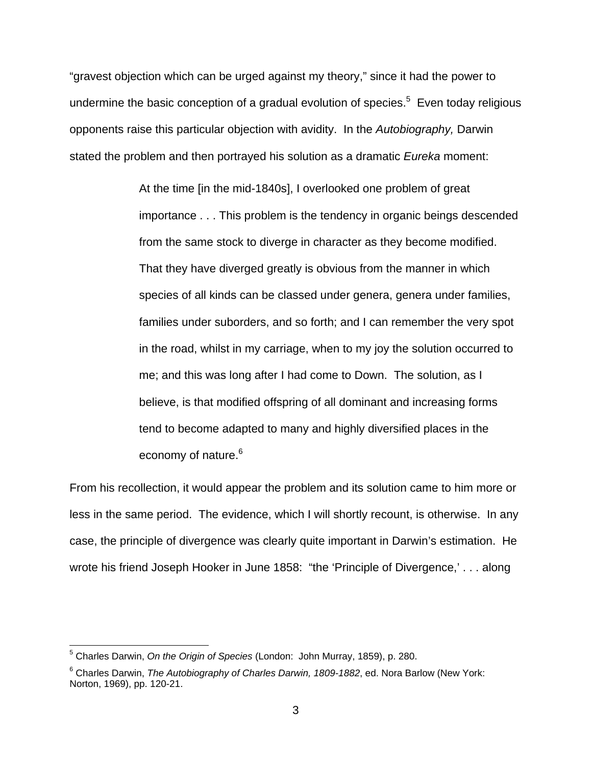"gravest objection which can be urged against my theory," since it had the power to undermine the basic conception of a gradual evolution of species.[5] Even today religious opponents raise this particular objection with avidity. In the *Autobiography,* Darwin stated the problem and then portrayed his solution as a dramatic *Eureka* moment:

> At the time [in the mid-1840s], I overlooked one problem of great importance . . . This problem is the tendency in organic beings descended from the same stock to diverge in character as they become modified. That they have diverged greatly is obvious from the manner in which species of all kinds can be classed under genera, genera under families, families under suborders, and so forth; and I can remember the very spot in the road, whilst in my carriage, when to my joy the solution occurred to me; and this was long after I had come to Down. The solution, as I believe, is that modified offspring of all dominant and increasing forms tend to become adapted to many and highly diversified places in the economy of nature.[6]

From his recollection, it would appear the problem and its solution came to him more or less in the same period. The evidence, which I will shortly recount, is otherwise. In any case, the principle of divergence was clearly quite important in Darwin's estimation. He wrote his friend Joseph Hooker in June 1858: "the 'Principle of Divergence,' . . . along

---

[5] Charles Darwin, *On the Origin of Species* (London: John Murray, 1859), p. 280.

[6] Charles Darwin, *The Autobiography of Charles Darwin, 1809-1882*, ed. Nora Barlow (New York: Norton, 1969), pp. 120-21.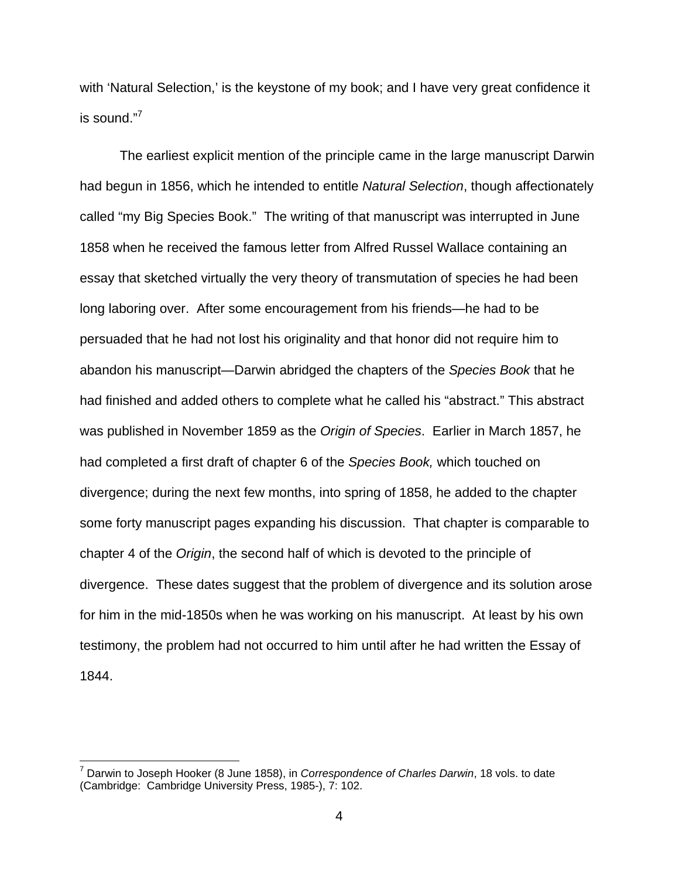with 'Natural Selection,' is the keystone of my book; and I have very great confidence it is sound."[7]

The earliest explicit mention of the principle came in the large manuscript Darwin had begun in 1856, which he intended to entitle *Natural Selection*, though affectionately called "my Big Species Book." The writing of that manuscript was interrupted in June 1858 when he received the famous letter from Alfred Russel Wallace containing an essay that sketched virtually the very theory of transmutation of species he had been long laboring over. After some encouragement from his friends—he had to be persuaded that he had not lost his originality and that honor did not require him to abandon his manuscript—Darwin abridged the chapters of the *Species Book* that he had finished and added others to complete what he called his "abstract." This abstract was published in November 1859 as the *Origin of Species*. Earlier in March 1857, he had completed a first draft of chapter 6 of the *Species Book,* which touched on divergence; during the next few months, into spring of 1858, he added to the chapter some forty manuscript pages expanding his discussion. That chapter is comparable to chapter 4 of the *Origin*, the second half of which is devoted to the principle of divergence. These dates suggest that the problem of divergence and its solution arose for him in the mid-1850s when he was working on his manuscript. At least by his own testimony, the problem had not occurred to him until after he had written the Essay of 1844.

---

[7] Darwin to Joseph Hooker (8 June 1858), in *Correspondence of Charles Darwin*, 18 vols. to date (Cambridge: Cambridge University Press, 1985-), 7: 102.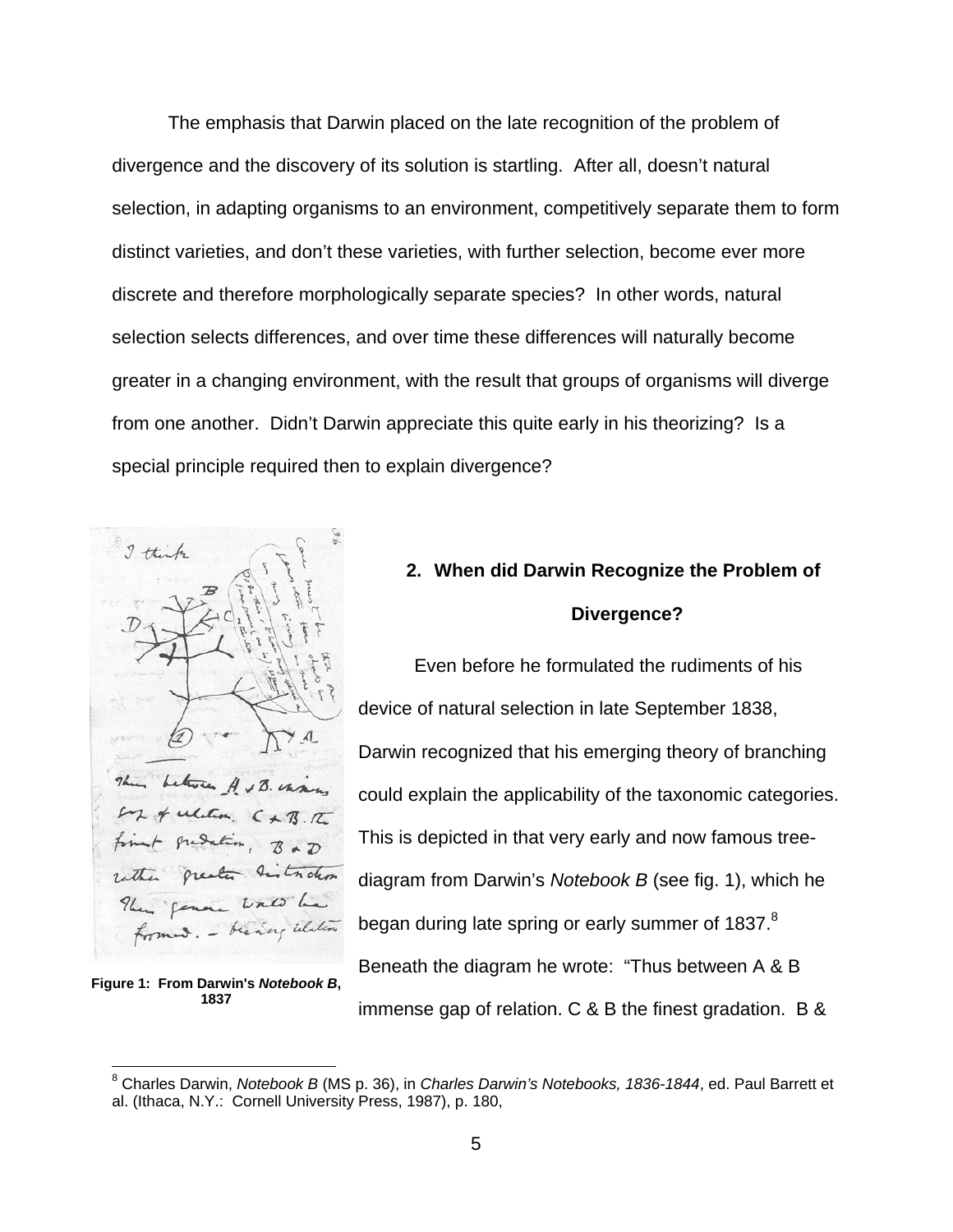The emphasis that Darwin placed on the late recognition of the problem of divergence and the discovery of its solution is startling. After all, doesn't natural selection, in adapting organisms to an environment, competitively separate them to form distinct varieties, and don't these varieties, with further selection, become ever more discrete and therefore morphologically separate species? In other words, natural selection selects differences, and over time these differences will naturally become greater in a changing environment, with the result that groups of organisms will diverge from one another. Didn't Darwin appreciate this quite early in his theorizing? Is a special principle required then to explain divergence?

**Figure 1: From Darwin's *Notebook B*, 1837**

## 2. When did Darwin Recognize the Problem of Divergence?

Even before he formulated the rudiments of his device of natural selection in late September 1838, Darwin recognized that his emerging theory of branching could explain the applicability of the taxonomic categories. This is depicted in that very early and now famous tree-diagram from Darwin's *Notebook B* (see fig. 1), which he began during late spring or early summer of 1837.[8] Beneath the diagram he wrote: "Thus between A & B immense gap of relation. C & B the finest gradation. B &

[8] Charles Darwin, *Notebook B* (MS p. 36), in *Charles Darwin's Notebooks, 1836-1844*, ed. Paul Barrett et al. (Ithaca, N.Y.: Cornell University Press, 1987), p. 180,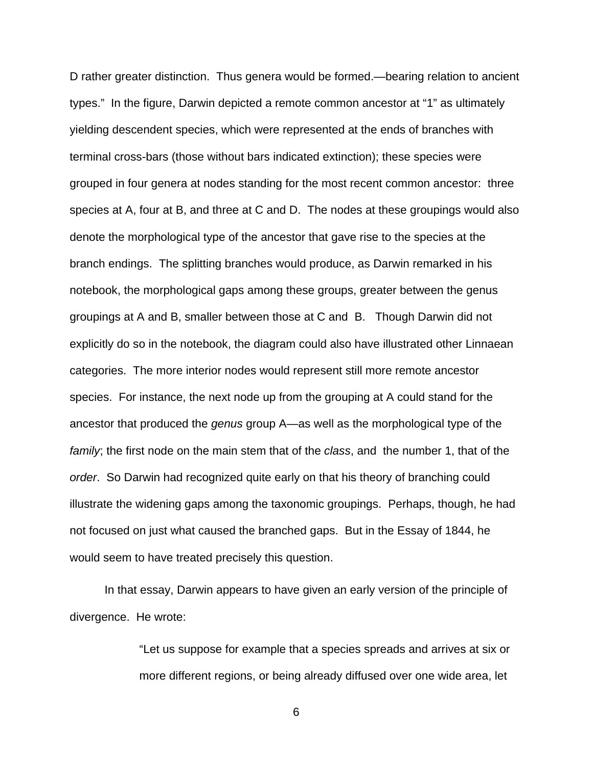D rather greater distinction. Thus genera would be formed.—bearing relation to ancient types." In the figure, Darwin depicted a remote common ancestor at "1" as ultimately yielding descendent species, which were represented at the ends of branches with terminal cross-bars (those without bars indicated extinction); these species were grouped in four genera at nodes standing for the most recent common ancestor: three species at A, four at B, and three at C and D. The nodes at these groupings would also denote the morphological type of the ancestor that gave rise to the species at the branch endings. The splitting branches would produce, as Darwin remarked in his notebook, the morphological gaps among these groups, greater between the genus groupings at A and B, smaller between those at C and B. Though Darwin did not explicitly do so in the notebook, the diagram could also have illustrated other Linnaean categories. The more interior nodes would represent still more remote ancestor species. For instance, the next node up from the grouping at A could stand for the ancestor that produced the *genus* group A—as well as the morphological type of the *family*; the first node on the main stem that of the *class*, and the number 1, that of the *order*. So Darwin had recognized quite early on that his theory of branching could illustrate the widening gaps among the taxonomic groupings. Perhaps, though, he had not focused on just what caused the branched gaps. But in the Essay of 1844, he would seem to have treated precisely this question.

In that essay, Darwin appears to have given an early version of the principle of divergence. He wrote:

> "Let us suppose for example that a species spreads and arrives at six or more different regions, or being already diffused over one wide area, let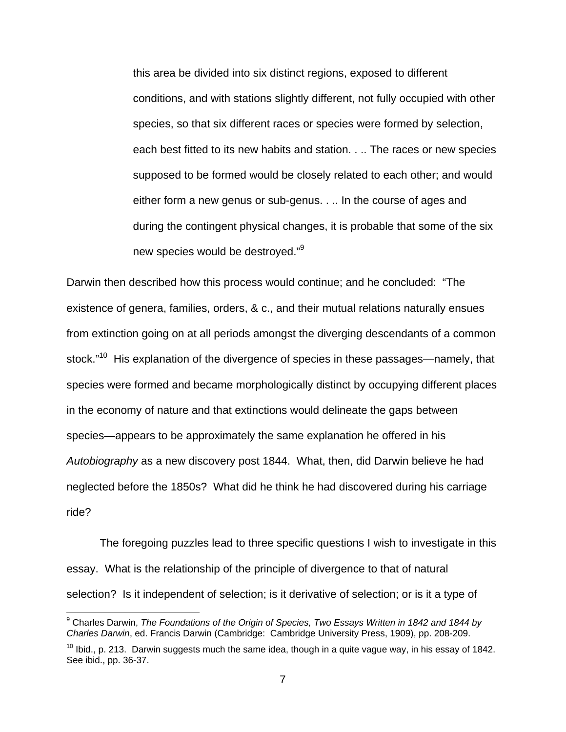> this area be divided into six distinct regions, exposed to different conditions, and with stations slightly different, not fully occupied with other species, so that six different races or species were formed by selection, each best fitted to its new habits and station. . .. The races or new species supposed to be formed would be closely related to each other; and would either form a new genus or sub-genus. . .. In the course of ages and during the contingent physical changes, it is probable that some of the six new species would be destroyed."[9]

Darwin then described how this process would continue; and he concluded: "The existence of genera, families, orders, & c., and their mutual relations naturally ensues from extinction going on at all periods amongst the diverging descendants of a common stock."[10] His explanation of the divergence of species in these passages—namely, that species were formed and became morphologically distinct by occupying different places in the economy of nature and that extinctions would delineate the gaps between species—appears to be approximately the same explanation he offered in his *Autobiography* as a new discovery post 1844. What, then, did Darwin believe he had neglected before the 1850s? What did he think he had discovered during his carriage ride?

The foregoing puzzles lead to three specific questions I wish to investigate in this essay. What is the relationship of the principle of divergence to that of natural selection? Is it independent of selection; is it derivative of selection; or is it a type of

---

[9] Charles Darwin, *The Foundations of the Origin of Species, Two Essays Written in 1842 and 1844 by Charles Darwin*, ed. Francis Darwin (Cambridge: Cambridge University Press, 1909), pp. 208-209.

[10] Ibid., p. 213. Darwin suggests much the same idea, though in a quite vague way, in his essay of 1842. See ibid., pp. 36-37.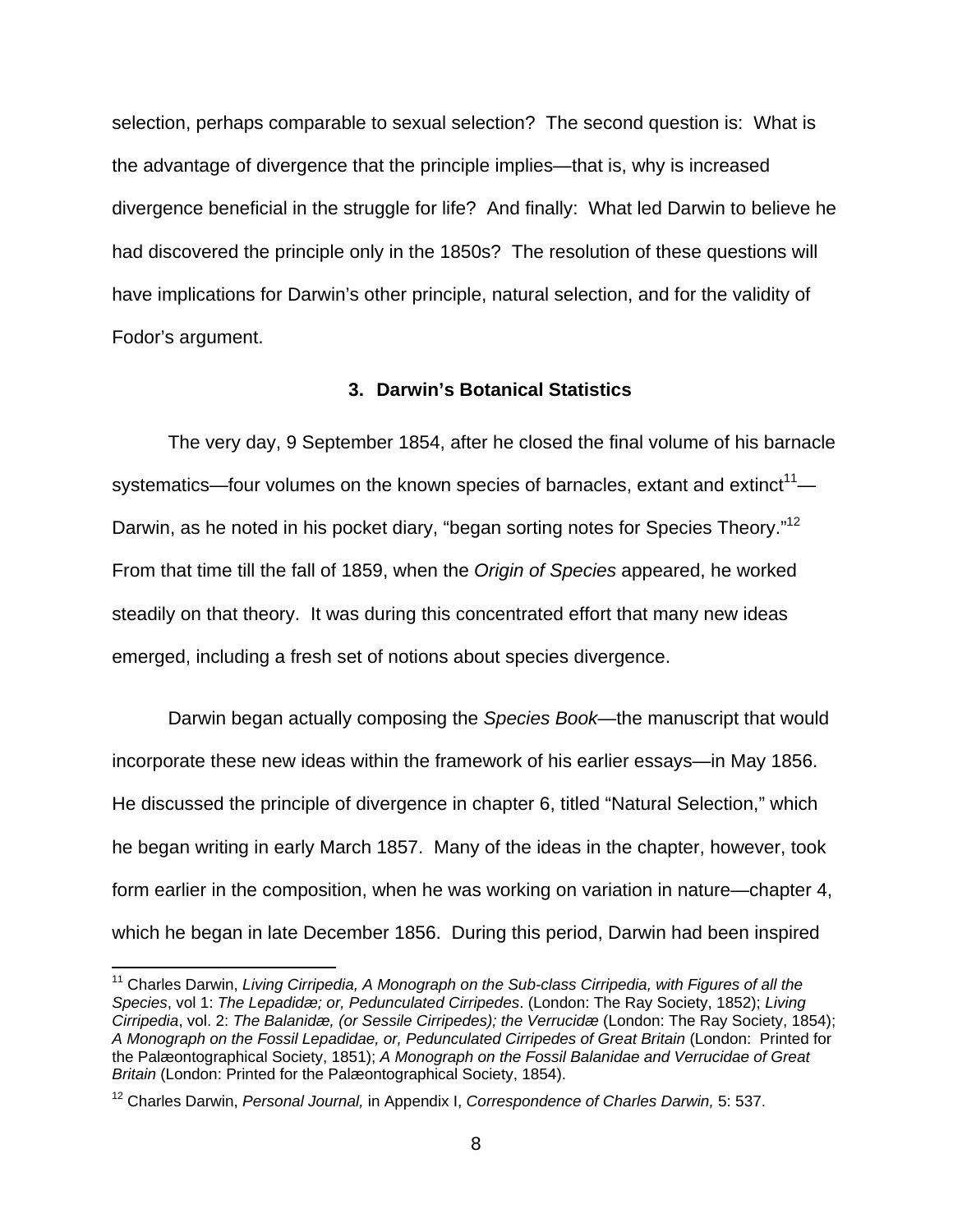selection, perhaps comparable to sexual selection? The second question is: What is the advantage of divergence that the principle implies—that is, why is increased divergence beneficial in the struggle for life? And finally: What led Darwin to believe he had discovered the principle only in the 1850s? The resolution of these questions will have implications for Darwin's other principle, natural selection, and for the validity of Fodor's argument.

### 3. Darwin's Botanical Statistics

The very day, 9 September 1854, after he closed the final volume of his barnacle systematics—four volumes on the known species of barnacles, extant and extinct[11]—Darwin, as he noted in his pocket diary, "began sorting notes for Species Theory."[12] From that time till the fall of 1859, when the *Origin of Species* appeared, he worked steadily on that theory. It was during this concentrated effort that many new ideas emerged, including a fresh set of notions about species divergence.

Darwin began actually composing the *Species Book*—the manuscript that would incorporate these new ideas within the framework of his earlier essays—in May 1856. He discussed the principle of divergence in chapter 6, titled "Natural Selection," which he began writing in early March 1857. Many of the ideas in the chapter, however, took form earlier in the composition, when he was working on variation in nature—chapter 4, which he began in late December 1856. During this period, Darwin had been inspired

---

[11] Charles Darwin, *Living Cirripedia, A Monograph on the Sub-class Cirripedia, with Figures of all the Species*, vol 1: *The Lepadidæ; or, Pedunculated Cirripedes*. (London: The Ray Society, 1852); *Living Cirripedia*, vol. 2: *The Balanidæ, (or Sessile Cirripedes); the Verrucidæ* (London: The Ray Society, 1854); *A Monograph on the Fossil Lepadidae, or, Pedunculated Cirripedes of Great Britain* (London: Printed for the Palæontographical Society, 1851); *A Monograph on the Fossil Balanidae and Verrucidae of Great Britain* (London: Printed for the Palæontographical Society, 1854).

[12] Charles Darwin, *Personal Journal,* in Appendix I, *Correspondence of Charles Darwin,* 5: 537.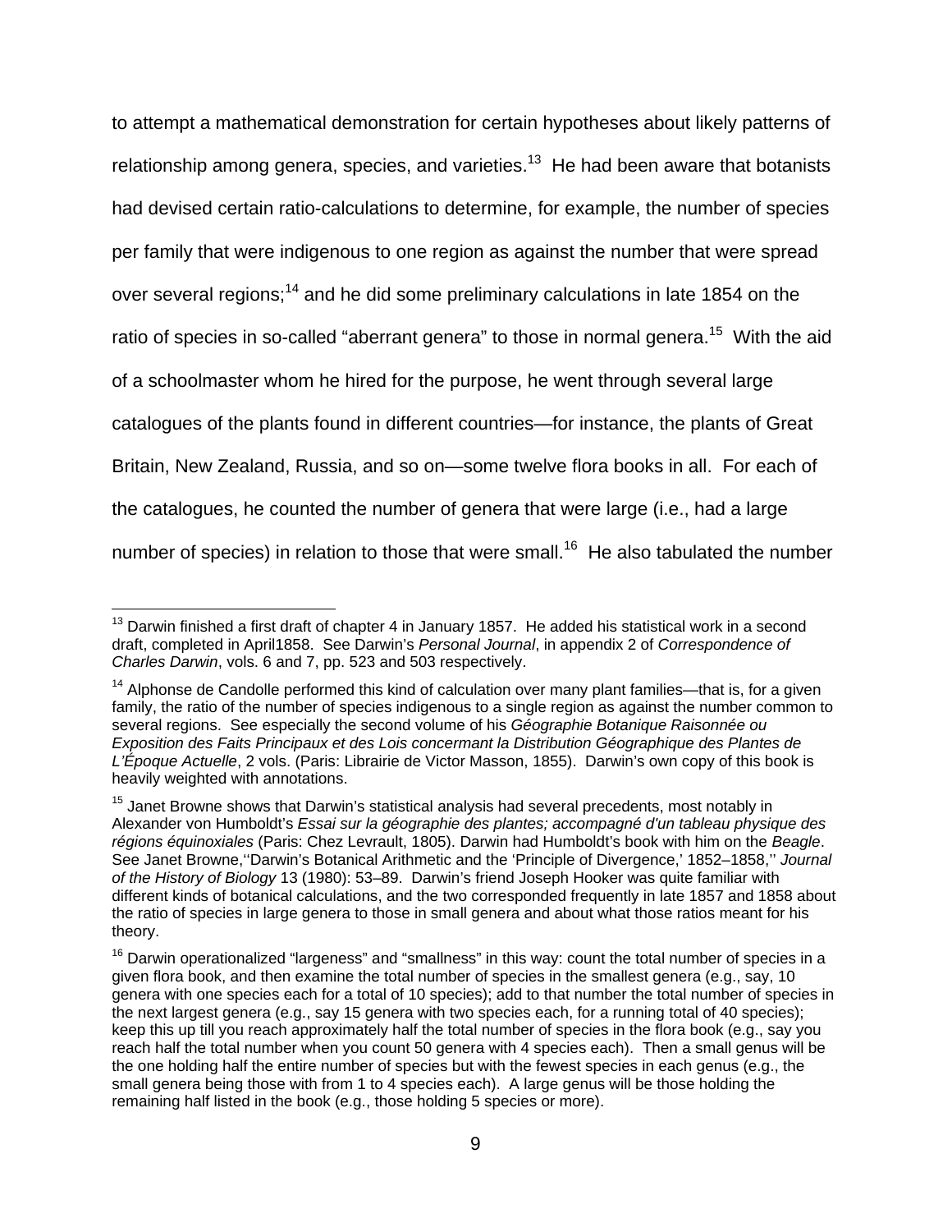to attempt a mathematical demonstration for certain hypotheses about likely patterns of relationship among genera, species, and varieties.[13] He had been aware that botanists had devised certain ratio-calculations to determine, for example, the number of species per family that were indigenous to one region as against the number that were spread over several regions;[14] and he did some preliminary calculations in late 1854 on the ratio of species in so-called "aberrant genera" to those in normal genera.[15] With the aid of a schoolmaster whom he hired for the purpose, he went through several large catalogues of the plants found in different countries—for instance, the plants of Great Britain, New Zealand, Russia, and so on—some twelve flora books in all. For each of the catalogues, he counted the number of genera that were large (i.e., had a large number of species) in relation to those that were small.[16] He also tabulated the number

---

[13] Darwin finished a first draft of chapter 4 in January 1857. He added his statistical work in a second draft, completed in April1858. See Darwin's *Personal Journal*, in appendix 2 of *Correspondence of Charles Darwin*, vols. 6 and 7, pp. 523 and 503 respectively.

[14] Alphonse de Candolle performed this kind of calculation over many plant families—that is, for a given family, the ratio of the number of species indigenous to a single region as against the number common to several regions. See especially the second volume of his *Géographie Botanique Raisonnée ou Exposition des Faits Principaux et des Lois concermant la Distribution Géographique des Plantes de L'Époque Actuelle*, 2 vols. (Paris: Librairie de Victor Masson, 1855). Darwin's own copy of this book is heavily weighted with annotations.

[15] Janet Browne shows that Darwin's statistical analysis had several precedents, most notably in Alexander von Humboldt's *Essai sur la géographie des plantes; accompagné d'un tableau physique des régions équinoxiales* (Paris: Chez Levrault, 1805). Darwin had Humboldt's book with him on the *Beagle*. See Janet Browne,''Darwin's Botanical Arithmetic and the 'Principle of Divergence,' 1852–1858,'' *Journal of the History of Biology* 13 (1980): 53–89. Darwin's friend Joseph Hooker was quite familiar with different kinds of botanical calculations, and the two corresponded frequently in late 1857 and 1858 about the ratio of species in large genera to those in small genera and about what those ratios meant for his theory.

[16] Darwin operationalized "largeness" and "smallness" in this way: count the total number of species in a given flora book, and then examine the total number of species in the smallest genera (e.g., say, 10 genera with one species each for a total of 10 species); add to that number the total number of species in the next largest genera (e.g., say 15 genera with two species each, for a running total of 40 species); keep this up till you reach approximately half the total number of species in the flora book (e.g., say you reach half the total number when you count 50 genera with 4 species each). Then a small genus will be the one holding half the entire number of species but with the fewest species in each genus (e.g., the small genera being those with from 1 to 4 species each). A large genus will be those holding the remaining half listed in the book (e.g., those holding 5 species or more).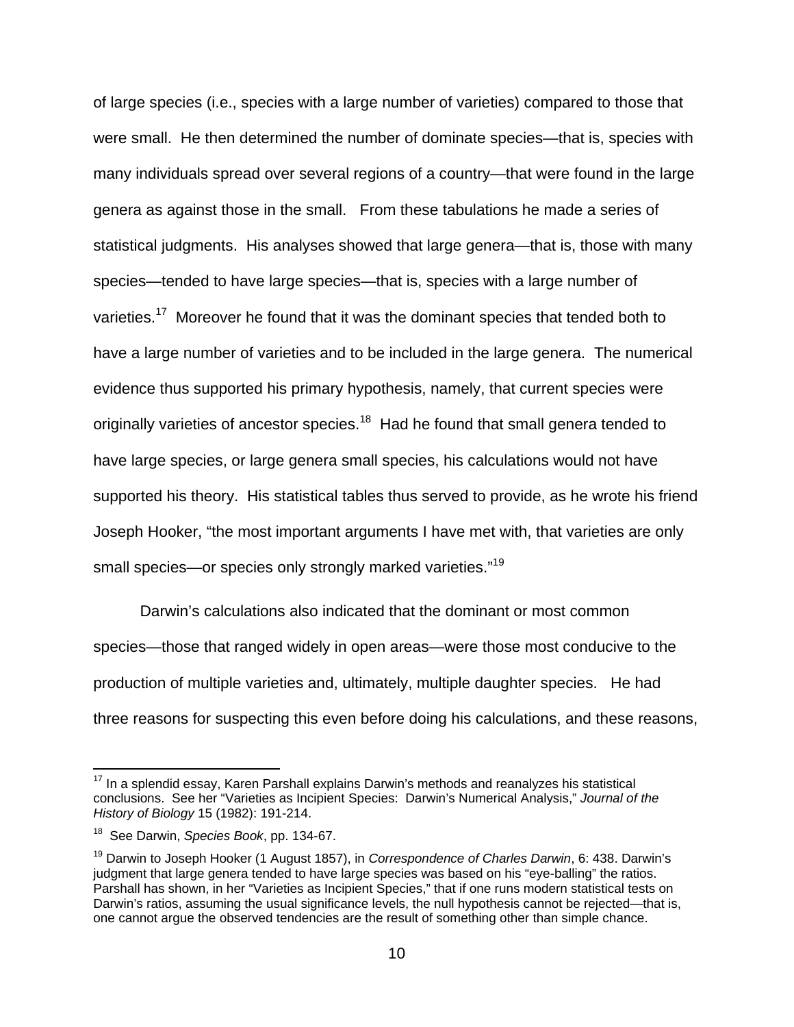of large species (i.e., species with a large number of varieties) compared to those that were small. He then determined the number of dominate species—that is, species with many individuals spread over several regions of a country—that were found in the large genera as against those in the small. From these tabulations he made a series of statistical judgments. His analyses showed that large genera—that is, those with many species—tended to have large species—that is, species with a large number of varieties.[17] Moreover he found that it was the dominant species that tended both to have a large number of varieties and to be included in the large genera. The numerical evidence thus supported his primary hypothesis, namely, that current species were originally varieties of ancestor species.[18] Had he found that small genera tended to have large species, or large genera small species, his calculations would not have supported his theory. His statistical tables thus served to provide, as he wrote his friend Joseph Hooker, "the most important arguments I have met with, that varieties are only small species—or species only strongly marked varieties."[19]

Darwin's calculations also indicated that the dominant or most common species—those that ranged widely in open areas—were those most conducive to the production of multiple varieties and, ultimately, multiple daughter species. He had three reasons for suspecting this even before doing his calculations, and these reasons,

---

[17] In a splendid essay, Karen Parshall explains Darwin's methods and reanalyzes his statistical conclusions. See her "Varieties as Incipient Species: Darwin's Numerical Analysis," *Journal of the History of Biology* 15 (1982): 191-214.

[18] See Darwin, *Species Book*, pp. 134-67.

[19] Darwin to Joseph Hooker (1 August 1857), in *Correspondence of Charles Darwin*, 6: 438. Darwin's judgment that large genera tended to have large species was based on his "eye-balling" the ratios. Parshall has shown, in her "Varieties as Incipient Species," that if one runs modern statistical tests on Darwin's ratios, assuming the usual significance levels, the null hypothesis cannot be rejected—that is, one cannot argue the observed tendencies are the result of something other than simple chance.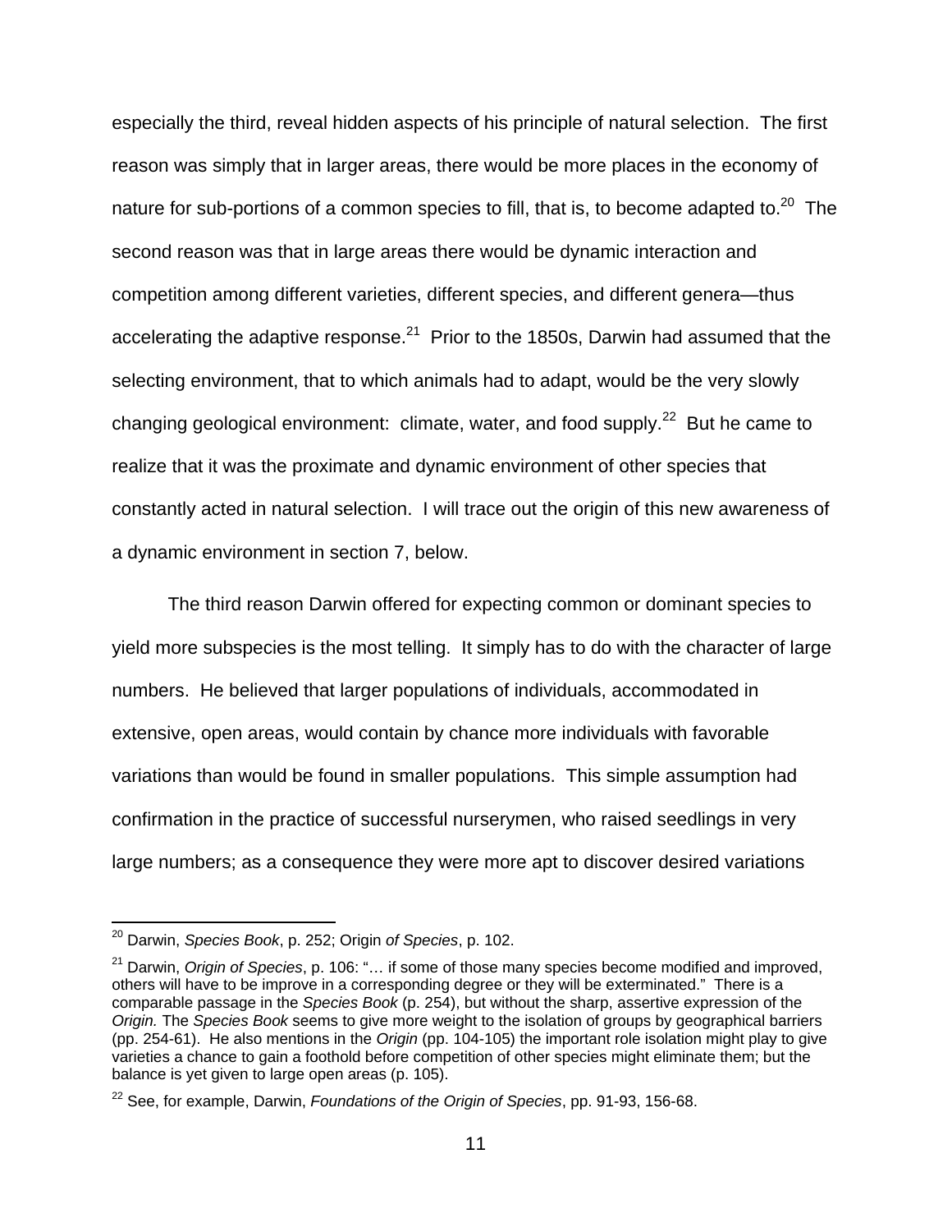especially the third, reveal hidden aspects of his principle of natural selection. The first reason was simply that in larger areas, there would be more places in the economy of nature for sub-portions of a common species to fill, that is, to become adapted to.[20] The second reason was that in large areas there would be dynamic interaction and competition among different varieties, different species, and different genera—thus accelerating the adaptive response.[21] Prior to the 1850s, Darwin had assumed that the selecting environment, that to which animals had to adapt, would be the very slowly changing geological environment: climate, water, and food supply.[22] But he came to realize that it was the proximate and dynamic environment of other species that constantly acted in natural selection. I will trace out the origin of this new awareness of a dynamic environment in section 7, below.

The third reason Darwin offered for expecting common or dominant species to yield more subspecies is the most telling. It simply has to do with the character of large numbers. He believed that larger populations of individuals, accommodated in extensive, open areas, would contain by chance more individuals with favorable variations than would be found in smaller populations. This simple assumption had confirmation in the practice of successful nurserymen, who raised seedlings in very large numbers; as a consequence they were more apt to discover desired variations

---

[20] Darwin, *Species Book*, p. 252; Origin *of Species*, p. 102.

[21] Darwin, *Origin of Species*, p. 106: "… if some of those many species become modified and improved, others will have to be improve in a corresponding degree or they will be exterminated." There is a comparable passage in the *Species Book* (p. 254), but without the sharp, assertive expression of the *Origin.* The *Species Book* seems to give more weight to the isolation of groups by geographical barriers (pp. 254-61). He also mentions in the *Origin* (pp. 104-105) the important role isolation might play to give varieties a chance to gain a foothold before competition of other species might eliminate them; but the balance is yet given to large open areas (p. 105).

[22] See, for example, Darwin, *Foundations of the Origin of Species*, pp. 91-93, 156-68.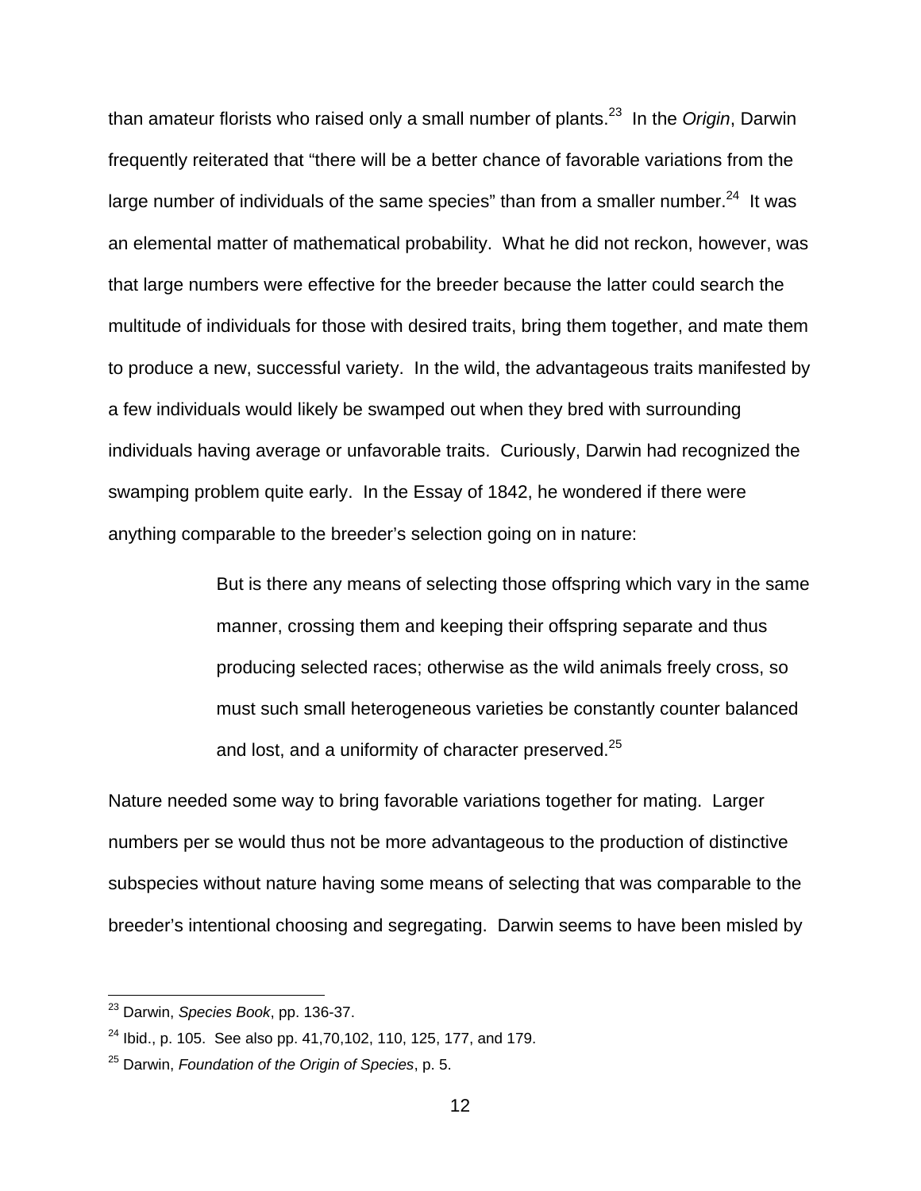than amateur florists who raised only a small number of plants.[23] In the *Origin*, Darwin frequently reiterated that “there will be a better chance of favorable variations from the large number of individuals of the same species” than from a smaller number.[24] It was an elemental matter of mathematical probability. What he did not reckon, however, was that large numbers were effective for the breeder because the latter could search the multitude of individuals for those with desired traits, bring them together, and mate them to produce a new, successful variety. In the wild, the advantageous traits manifested by a few individuals would likely be swamped out when they bred with surrounding individuals having average or unfavorable traits. Curiously, Darwin had recognized the swamping problem quite early. In the Essay of 1842, he wondered if there were anything comparable to the breeder’s selection going on in nature:

> But is there any means of selecting those offspring which vary in the same manner, crossing them and keeping their offspring separate and thus producing selected races; otherwise as the wild animals freely cross, so must such small heterogeneous varieties be constantly counter balanced and lost, and a uniformity of character preserved.[25]

Nature needed some way to bring favorable variations together for mating. Larger numbers per se would thus not be more advantageous to the production of distinctive subspecies without nature having some means of selecting that was comparable to the breeder’s intentional choosing and segregating. Darwin seems to have been misled by

---

[23] Darwin, *Species Book*, pp. 136-37.

[24] Ibid., p. 105. See also pp. 41,70,102, 110, 125, 177, and 179.

[25] Darwin, *Foundation of the Origin of Species*, p. 5.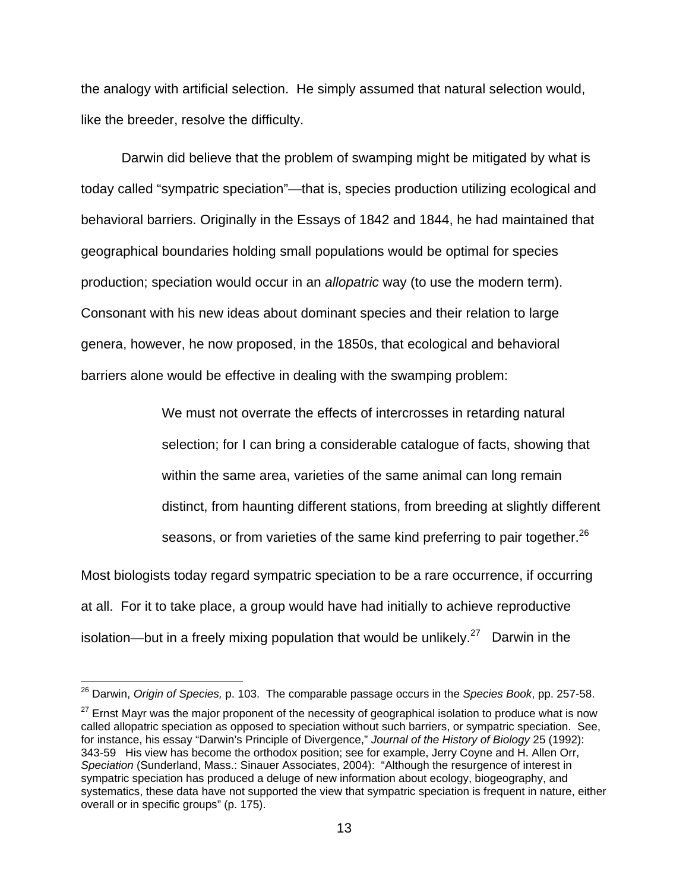the analogy with artificial selection. He simply assumed that natural selection would, like the breeder, resolve the difficulty.

Darwin did believe that the problem of swamping might be mitigated by what is today called "sympatric speciation"—that is, species production utilizing ecological and behavioral barriers. Originally in the Essays of 1842 and 1844, he had maintained that geographical boundaries holding small populations would be optimal for species production; speciation would occur in an *allopatric* way (to use the modern term). Consonant with his new ideas about dominant species and their relation to large genera, however, he now proposed, in the 1850s, that ecological and behavioral barriers alone would be effective in dealing with the swamping problem:

> We must not overrate the effects of intercrosses in retarding natural selection; for I can bring a considerable catalogue of facts, showing that within the same area, varieties of the same animal can long remain distinct, from haunting different stations, from breeding at slightly different seasons, or from varieties of the same kind preferring to pair together.[26]

Most biologists today regard sympatric speciation to be a rare occurrence, if occurring at all. For it to take place, a group would have had initially to achieve reproductive isolation—but in a freely mixing population that would be unlikely.[27] Darwin in the

---

[26] Darwin, *Origin of Species,* p. 103. The comparable passage occurs in the *Species Book*, pp. 257-58.

[27] Ernst Mayr was the major proponent of the necessity of geographical isolation to produce what is now called allopatric speciation as opposed to speciation without such barriers, or sympatric speciation. See, for instance, his essay "Darwin's Principle of Divergence," *Journal of the History of Biology* 25 (1992): 343-59 His view has become the orthodox position; see for example, Jerry Coyne and H. Allen Orr, *Speciation* (Sunderland, Mass.: Sinauer Associates, 2004): "Although the resurgence of interest in sympatric speciation has produced a deluge of new information about ecology, biogeography, and systematics, these data have not supported the view that sympatric speciation is frequent in nature, either overall or in specific groups" (p. 175).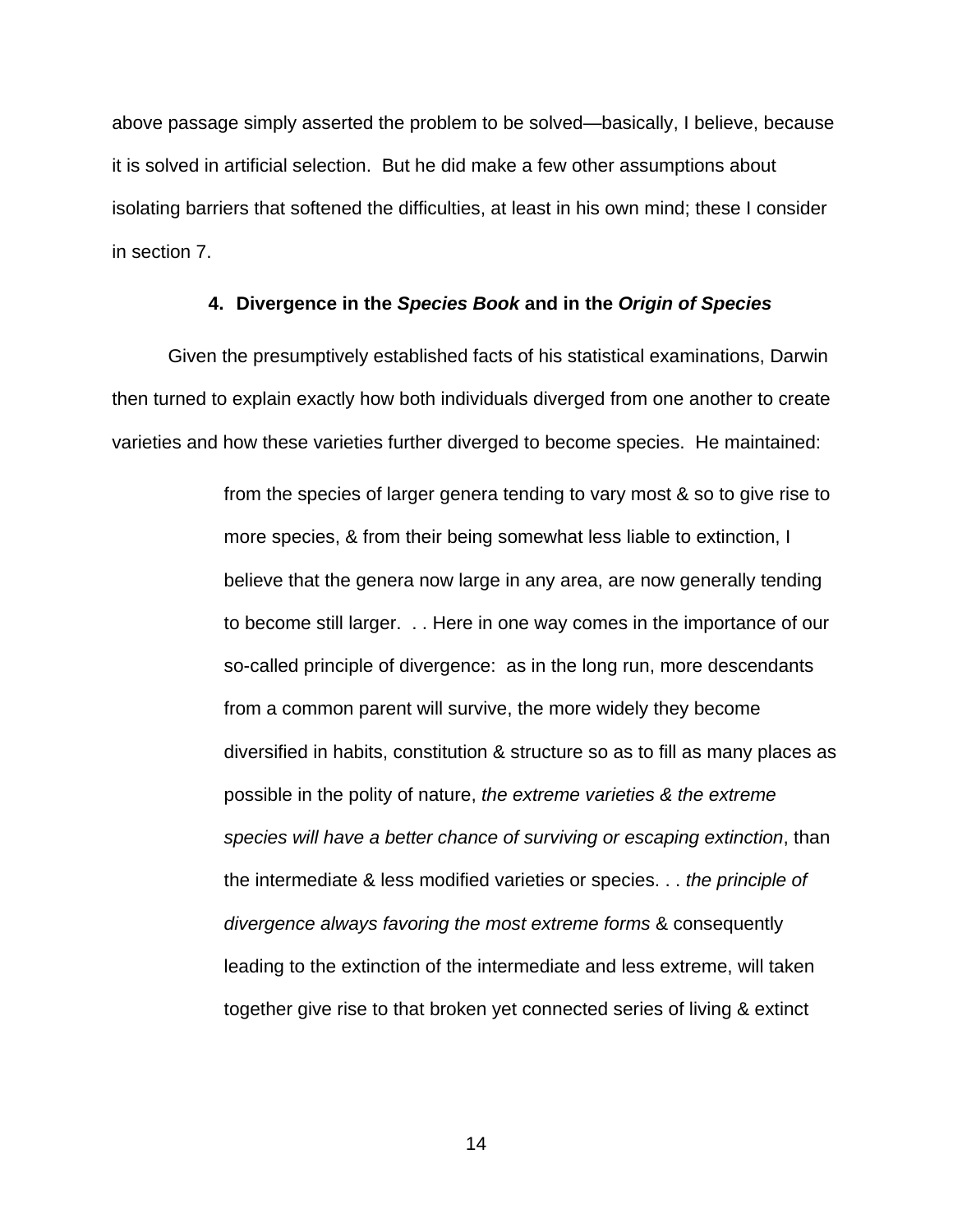above passage simply asserted the problem to be solved—basically, I believe, because it is solved in artificial selection. But he did make a few other assumptions about isolating barriers that softened the difficulties, at least in his own mind; these I consider in section 7.

### 4. Divergence in the *Species Book* and in the *Origin of Species*

Given the presumptively established facts of his statistical examinations, Darwin then turned to explain exactly how both individuals diverged from one another to create varieties and how these varieties further diverged to become species. He maintained:

> from the species of larger genera tending to vary most & so to give rise to more species, & from their being somewhat less liable to extinction, I believe that the genera now large in any area, are now generally tending to become still larger. . . Here in one way comes in the importance of our so-called principle of divergence: as in the long run, more descendants from a common parent will survive, the more widely they become diversified in habits, constitution & structure so as to fill as many places as possible in the polity of nature, *the extreme varieties & the extreme species will have a better chance of surviving or escaping extinction*, than the intermediate & less modified varieties or species. . . *the principle of divergence always favoring the most extreme forms* & consequently leading to the extinction of the intermediate and less extreme, will taken together give rise to that broken yet connected series of living & extinct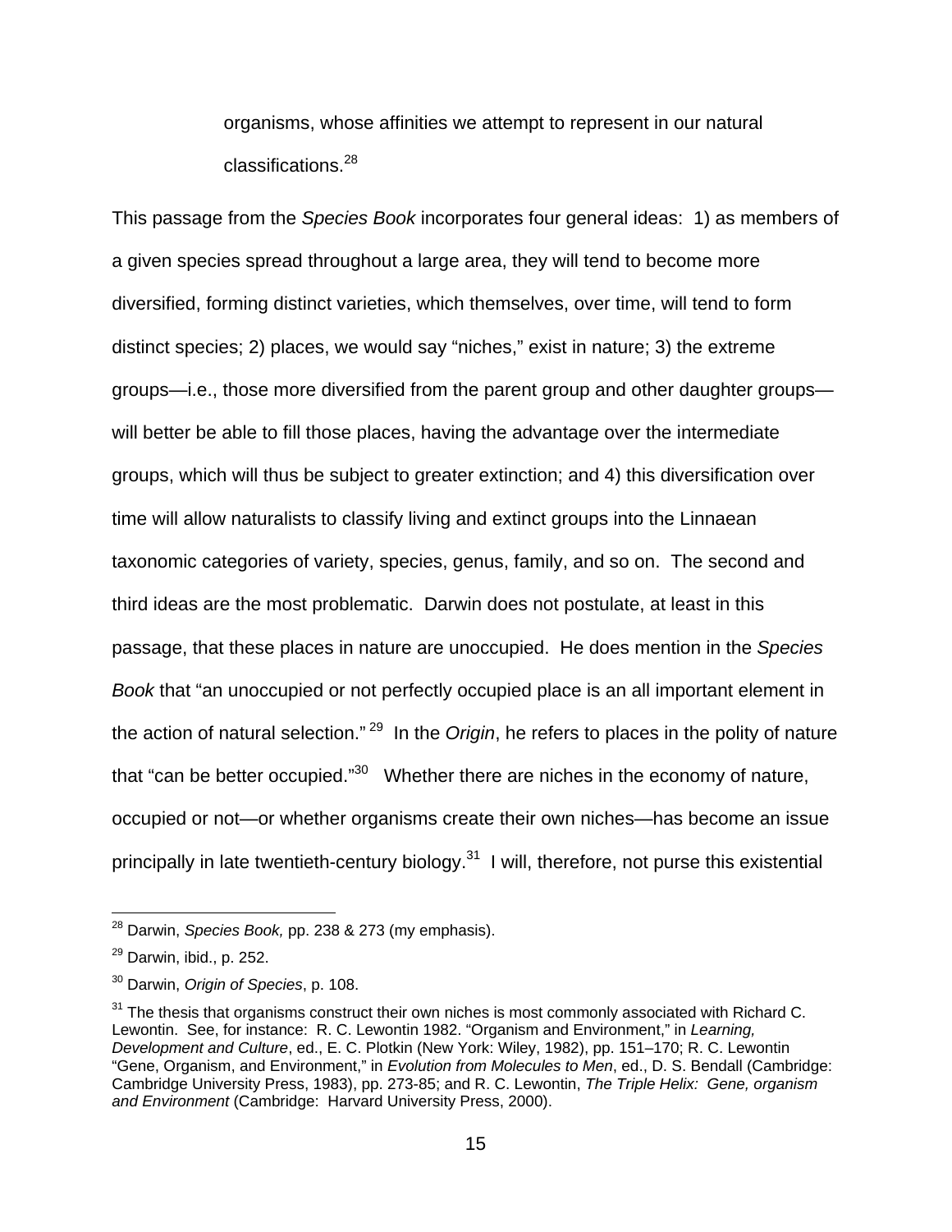> organisms, whose affinities we attempt to represent in our natural classifications.[28]

This passage from the *Species Book* incorporates four general ideas: 1) as members of a given species spread throughout a large area, they will tend to become more diversified, forming distinct varieties, which themselves, over time, will tend to form distinct species; 2) places, we would say "niches," exist in nature; 3) the extreme groups—i.e., those more diversified from the parent group and other daughter groups—will better be able to fill those places, having the advantage over the intermediate groups, which will thus be subject to greater extinction; and 4) this diversification over time will allow naturalists to classify living and extinct groups into the Linnaean taxonomic categories of variety, species, genus, family, and so on. The second and third ideas are the most problematic. Darwin does not postulate, at least in this passage, that these places in nature are unoccupied. He does mention in the *Species Book* that "an unoccupied or not perfectly occupied place is an all important element in the action of natural selection."[29] In the *Origin*, he refers to places in the polity of nature that "can be better occupied."[30] Whether there are niches in the economy of nature, occupied or not—or whether organisms create their own niches—has become an issue principally in late twentieth-century biology.[31] I will, therefore, not purse this existential

---

[28] Darwin, *Species Book,* pp. 238 & 273 (my emphasis).

[29] Darwin, ibid., p. 252.

[30] Darwin, *Origin of Species*, p. 108.

[31] The thesis that organisms construct their own niches is most commonly associated with Richard C. Lewontin. See, for instance: R. C. Lewontin 1982. "Organism and Environment," in *Learning, Development and Culture*, ed., E. C. Plotkin (New York: Wiley, 1982), pp. 151–170; R. C. Lewontin "Gene, Organism, and Environment," in *Evolution from Molecules to Men*, ed., D. S. Bendall (Cambridge: Cambridge University Press, 1983), pp. 273-85; and R. C. Lewontin, *The Triple Helix: Gene, organism and Environment* (Cambridge: Harvard University Press, 2000).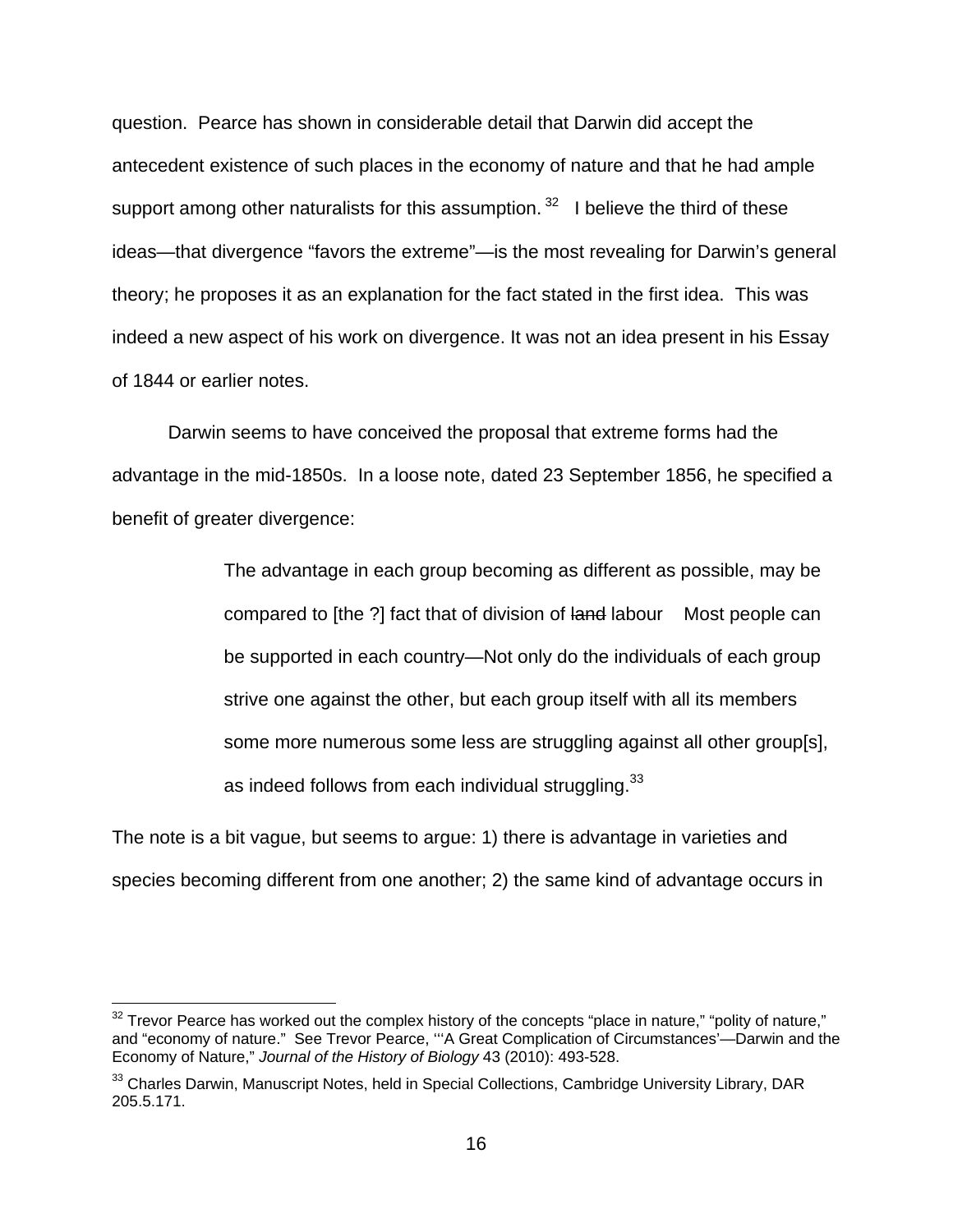question. Pearce has shown in considerable detail that Darwin did accept the antecedent existence of such places in the economy of nature and that he had ample support among other naturalists for this assumption.[32] I believe the third of these ideas—that divergence "favors the extreme"—is the most revealing for Darwin's general theory; he proposes it as an explanation for the fact stated in the first idea. This was indeed a new aspect of his work on divergence. It was not an idea present in his Essay of 1844 or earlier notes.

Darwin seems to have conceived the proposal that extreme forms had the advantage in the mid-1850s. In a loose note, dated 23 September 1856, he specified a benefit of greater divergence:

> The advantage in each group becoming as different as possible, may be compared to [the ?] fact that of division of ~~land~~ labour Most people can be supported in each country—Not only do the individuals of each group strive one against the other, but each group itself with all its members some more numerous some less are struggling against all other group[s], as indeed follows from each individual struggling.[33]

The note is a bit vague, but seems to argue: 1) there is advantage in varieties and species becoming different from one another; 2) the same kind of advantage occurs in

---

[32] Trevor Pearce has worked out the complex history of the concepts "place in nature," "polity of nature," and "economy of nature." See Trevor Pearce, "'A Great Complication of Circumstances'—Darwin and the Economy of Nature," *Journal of the History of Biology* 43 (2010): 493-528.

[33] Charles Darwin, Manuscript Notes, held in Special Collections, Cambridge University Library, DAR 205.5.171.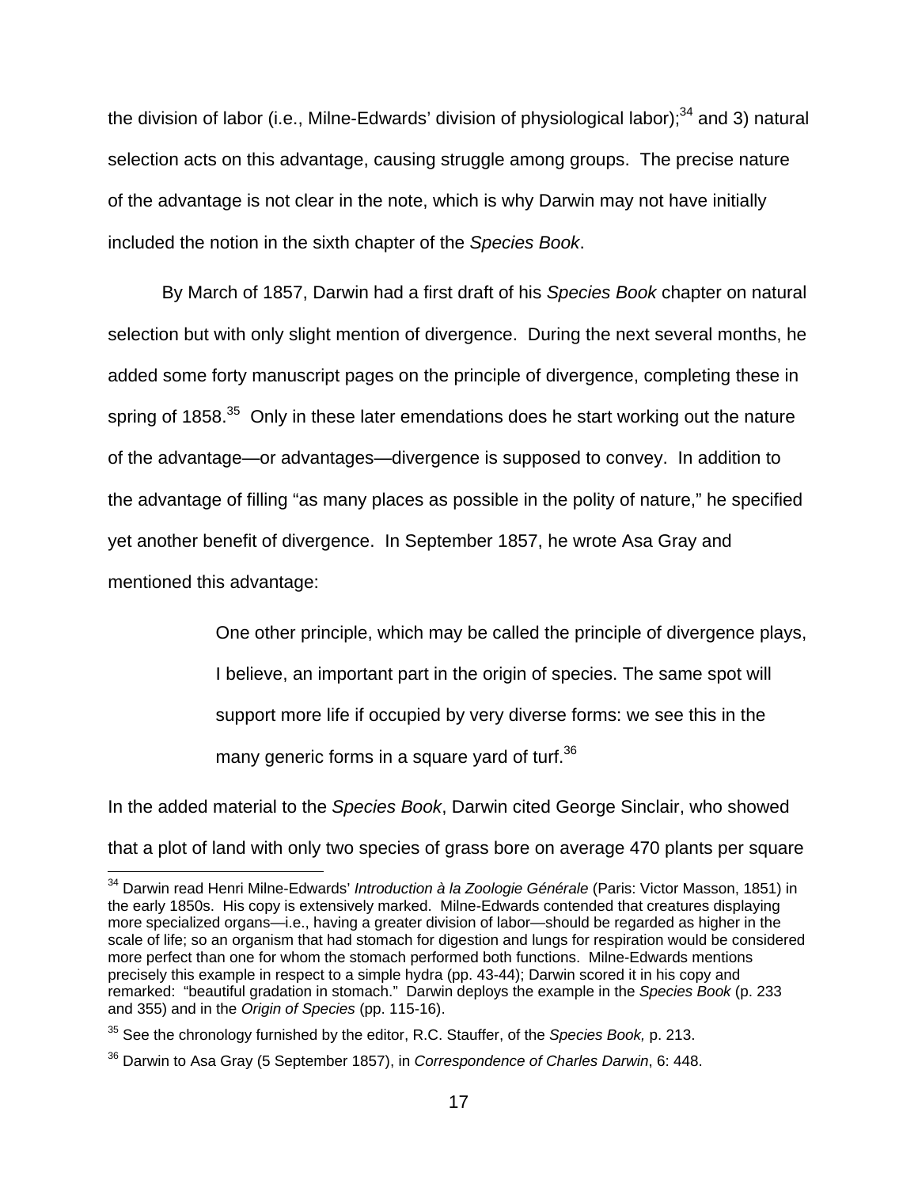the division of labor (i.e., Milne-Edwards' division of physiological labor);[34] and 3) natural selection acts on this advantage, causing struggle among groups. The precise nature of the advantage is not clear in the note, which is why Darwin may not have initially included the notion in the sixth chapter of the *Species Book*.

By March of 1857, Darwin had a first draft of his *Species Book* chapter on natural selection but with only slight mention of divergence. During the next several months, he added some forty manuscript pages on the principle of divergence, completing these in spring of 1858.[35] Only in these later emendations does he start working out the nature of the advantage—or advantages—divergence is supposed to convey. In addition to the advantage of filling "as many places as possible in the polity of nature," he specified yet another benefit of divergence. In September 1857, he wrote Asa Gray and mentioned this advantage:

> One other principle, which may be called the principle of divergence plays, I believe, an important part in the origin of species. The same spot will support more life if occupied by very diverse forms: we see this in the many generic forms in a square yard of turf.[36]

In the added material to the *Species Book*, Darwin cited George Sinclair, who showed that a plot of land with only two species of grass bore on average 470 plants per square

---

[34] Darwin read Henri Milne-Edwards' *Introduction à la Zoologie Générale* (Paris: Victor Masson, 1851) in the early 1850s. His copy is extensively marked. Milne-Edwards contended that creatures displaying more specialized organs—i.e., having a greater division of labor—should be regarded as higher in the scale of life; so an organism that had stomach for digestion and lungs for respiration would be considered more perfect than one for whom the stomach performed both functions. Milne-Edwards mentions precisely this example in respect to a simple hydra (pp. 43-44); Darwin scored it in his copy and remarked: "beautiful gradation in stomach." Darwin deploys the example in the *Species Book* (p. 233 and 355) and in the *Origin of Species* (pp. 115-16).

[35] See the chronology furnished by the editor, R.C. Stauffer, of the *Species Book,* p. 213.

[36] Darwin to Asa Gray (5 September 1857), in *Correspondence of Charles Darwin*, 6: 448.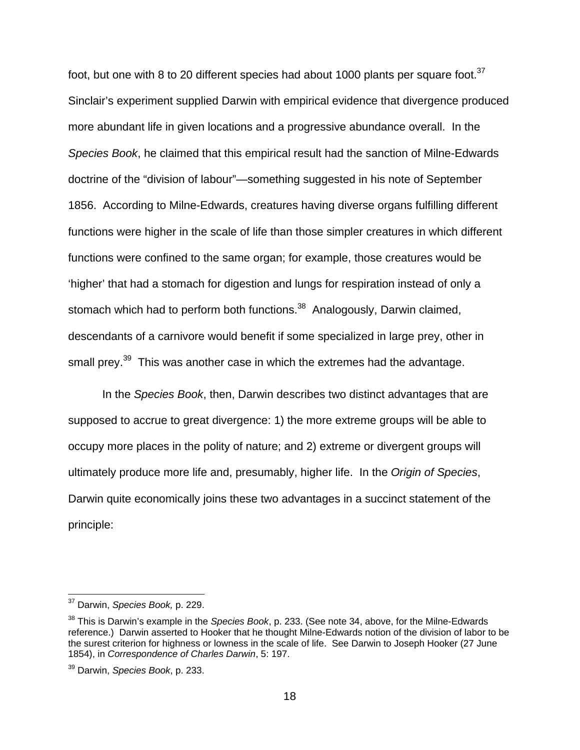foot, but one with 8 to 20 different species had about 1000 plants per square foot.[37] Sinclair's experiment supplied Darwin with empirical evidence that divergence produced more abundant life in given locations and a progressive abundance overall. In the *Species Book*, he claimed that this empirical result had the sanction of Milne-Edwards doctrine of the "division of labour"—something suggested in his note of September 1856. According to Milne-Edwards, creatures having diverse organs fulfilling different functions were higher in the scale of life than those simpler creatures in which different functions were confined to the same organ; for example, those creatures would be 'higher' that had a stomach for digestion and lungs for respiration instead of only a stomach which had to perform both functions.[38] Analogously, Darwin claimed, descendants of a carnivore would benefit if some specialized in large prey, other in small prey.[39] This was another case in which the extremes had the advantage.

In the *Species Book*, then, Darwin describes two distinct advantages that are supposed to accrue to great divergence: 1) the more extreme groups will be able to occupy more places in the polity of nature; and 2) extreme or divergent groups will ultimately produce more life and, presumably, higher life. In the *Origin of Species*, Darwin quite economically joins these two advantages in a succinct statement of the principle:

---

[37] Darwin, *Species Book,* p. 229.

[38] This is Darwin's example in the *Species Book*, p. 233. (See note 34, above, for the Milne-Edwards reference.) Darwin asserted to Hooker that he thought Milne-Edwards notion of the division of labor to be the surest criterion for highness or lowness in the scale of life. See Darwin to Joseph Hooker (27 June 1854), in *Correspondence of Charles Darwin*, 5: 197.

[39] Darwin, *Species Book*, p. 233.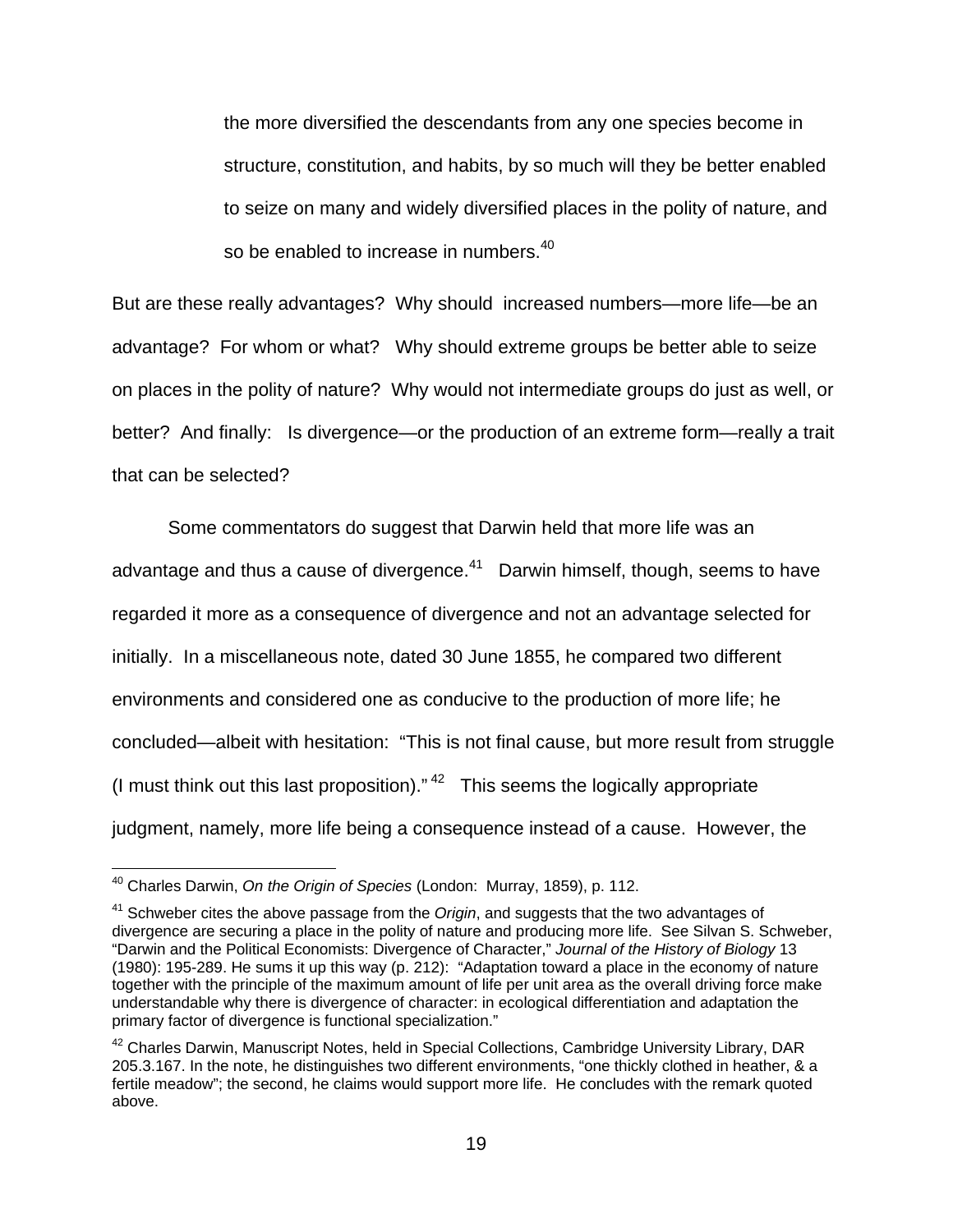> the more diversified the descendants from any one species become in structure, constitution, and habits, by so much will they be better enabled to seize on many and widely diversified places in the polity of nature, and so be enabled to increase in numbers.[40]

But are these really advantages? Why should increased numbers—more life—be an advantage? For whom or what? Why should extreme groups be better able to seize on places in the polity of nature? Why would not intermediate groups do just as well, or better? And finally: Is divergence—or the production of an extreme form—really a trait that can be selected?

Some commentators do suggest that Darwin held that more life was an advantage and thus a cause of divergence.[41] Darwin himself, though, seems to have regarded it more as a consequence of divergence and not an advantage selected for initially. In a miscellaneous note, dated 30 June 1855, he compared two different environments and considered one as conducive to the production of more life; he concluded—albeit with hesitation: "This is not final cause, but more result from struggle (I must think out this last proposition)."[42] This seems the logically appropriate judgment, namely, more life being a consequence instead of a cause. However, the

---

[40] Charles Darwin, *On the Origin of Species* (London: Murray, 1859), p. 112.

[41] Schweber cites the above passage from the *Origin*, and suggests that the two advantages of divergence are securing a place in the polity of nature and producing more life. See Silvan S. Schweber, "Darwin and the Political Economists: Divergence of Character," *Journal of the History of Biology* 13 (1980): 195-289. He sums it up this way (p. 212): "Adaptation toward a place in the economy of nature together with the principle of the maximum amount of life per unit area as the overall driving force make understandable why there is divergence of character: in ecological differentiation and adaptation the primary factor of divergence is functional specialization."

[42] Charles Darwin, Manuscript Notes, held in Special Collections, Cambridge University Library, DAR 205.3.167. In the note, he distinguishes two different environments, "one thickly clothed in heather, & a fertile meadow"; the second, he claims would support more life. He concludes with the remark quoted above.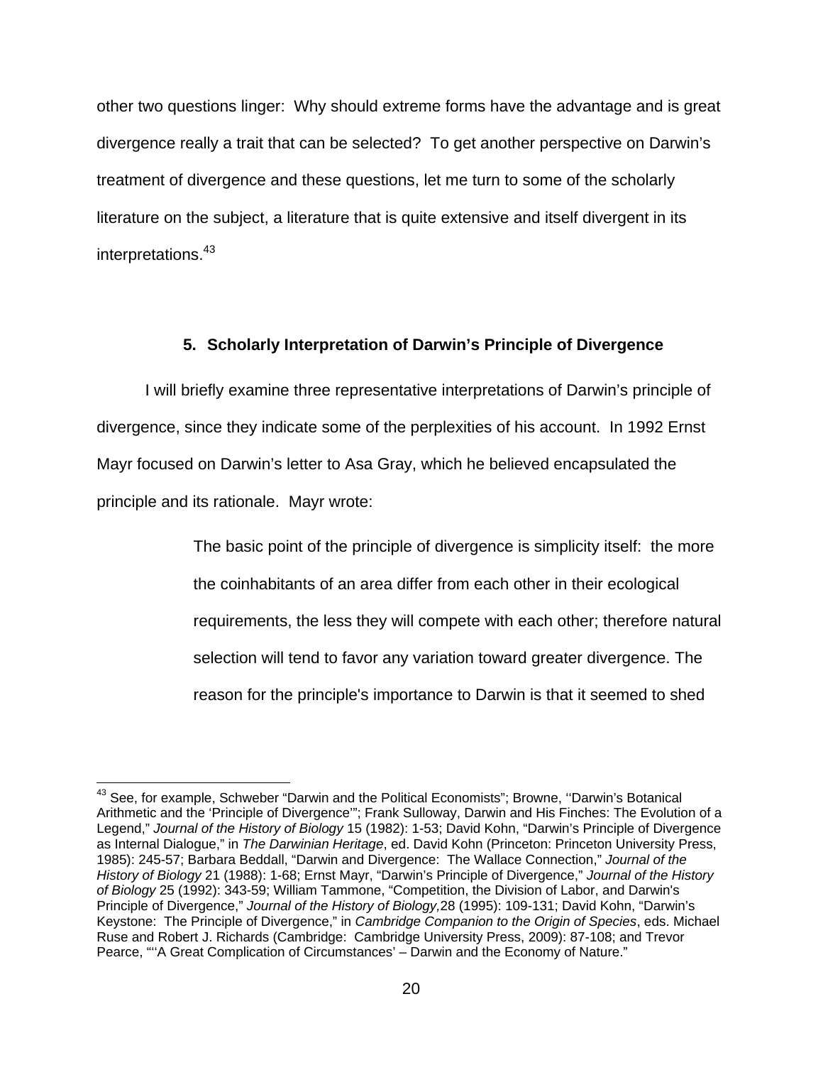other two questions linger: Why should extreme forms have the advantage and is great divergence really a trait that can be selected? To get another perspective on Darwin's treatment of divergence and these questions, let me turn to some of the scholarly literature on the subject, a literature that is quite extensive and itself divergent in its interpretations.[43]

## 5. Scholarly Interpretation of Darwin's Principle of Divergence

I will briefly examine three representative interpretations of Darwin's principle of divergence, since they indicate some of the perplexities of his account. In 1992 Ernst Mayr focused on Darwin's letter to Asa Gray, which he believed encapsulated the principle and its rationale. Mayr wrote:

> The basic point of the principle of divergence is simplicity itself: the more the coinhabitants of an area differ from each other in their ecological requirements, the less they will compete with each other; therefore natural selection will tend to favor any variation toward greater divergence. The reason for the principle's importance to Darwin is that it seemed to shed

[43] See, for example, Schweber "Darwin and the Political Economists"; Browne, ''Darwin's Botanical Arithmetic and the 'Principle of Divergence'"; Frank Sulloway, Darwin and His Finches: The Evolution of a Legend," *Journal of the History of Biology* 15 (1982): 1-53; David Kohn, "Darwin's Principle of Divergence as Internal Dialogue," in *The Darwinian Heritage*, ed. David Kohn (Princeton: Princeton University Press, 1985): 245-57; Barbara Beddall, "Darwin and Divergence: The Wallace Connection," *Journal of the History of Biology* 21 (1988): 1-68; Ernst Mayr, "Darwin's Principle of Divergence," *Journal of the History of Biology* 25 (1992): 343-59; William Tammone, "Competition, the Division of Labor, and Darwin's Principle of Divergence," *Journal of the History of Biology,*28 (1995): 109-131; David Kohn, "Darwin's Keystone: The Principle of Divergence," in *Cambridge Companion to the Origin of Species*, eds. Michael Ruse and Robert J. Richards (Cambridge: Cambridge University Press, 2009): 87-108; and Trevor Pearce, "'A Great Complication of Circumstances' – Darwin and the Economy of Nature."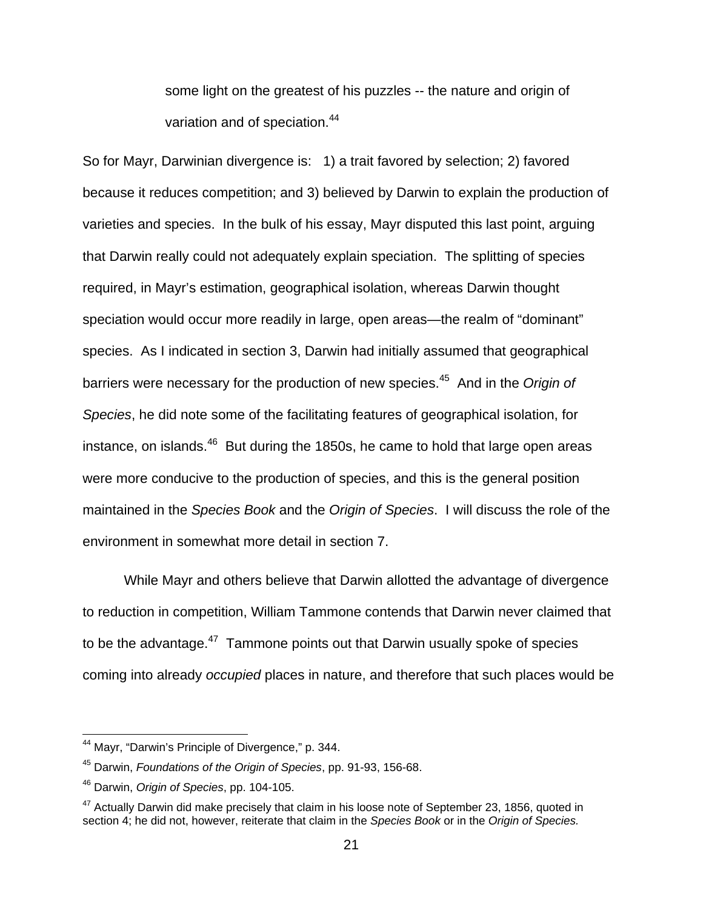> some light on the greatest of his puzzles -- the nature and origin of variation and of speciation.[44]

So for Mayr, Darwinian divergence is: 1) a trait favored by selection; 2) favored because it reduces competition; and 3) believed by Darwin to explain the production of varieties and species. In the bulk of his essay, Mayr disputed this last point, arguing that Darwin really could not adequately explain speciation. The splitting of species required, in Mayr's estimation, geographical isolation, whereas Darwin thought speciation would occur more readily in large, open areas—the realm of "dominant" species. As I indicated in section 3, Darwin had initially assumed that geographical barriers were necessary for the production of new species.[45] And in the *Origin of Species*, he did note some of the facilitating features of geographical isolation, for instance, on islands.[46] But during the 1850s, he came to hold that large open areas were more conducive to the production of species, and this is the general position maintained in the *Species Book* and the *Origin of Species*. I will discuss the role of the environment in somewhat more detail in section 7.

While Mayr and others believe that Darwin allotted the advantage of divergence to reduction in competition, William Tammone contends that Darwin never claimed that to be the advantage.[47] Tammone points out that Darwin usually spoke of species coming into already *occupied* places in nature, and therefore that such places would be

---

[44] Mayr, "Darwin's Principle of Divergence," p. 344.

[45] Darwin, *Foundations of the Origin of Species*, pp. 91-93, 156-68.

[46] Darwin, *Origin of Species*, pp. 104-105.

[47] Actually Darwin did make precisely that claim in his loose note of September 23, 1856, quoted in section 4; he did not, however, reiterate that claim in the *Species Book* or in the *Origin of Species.*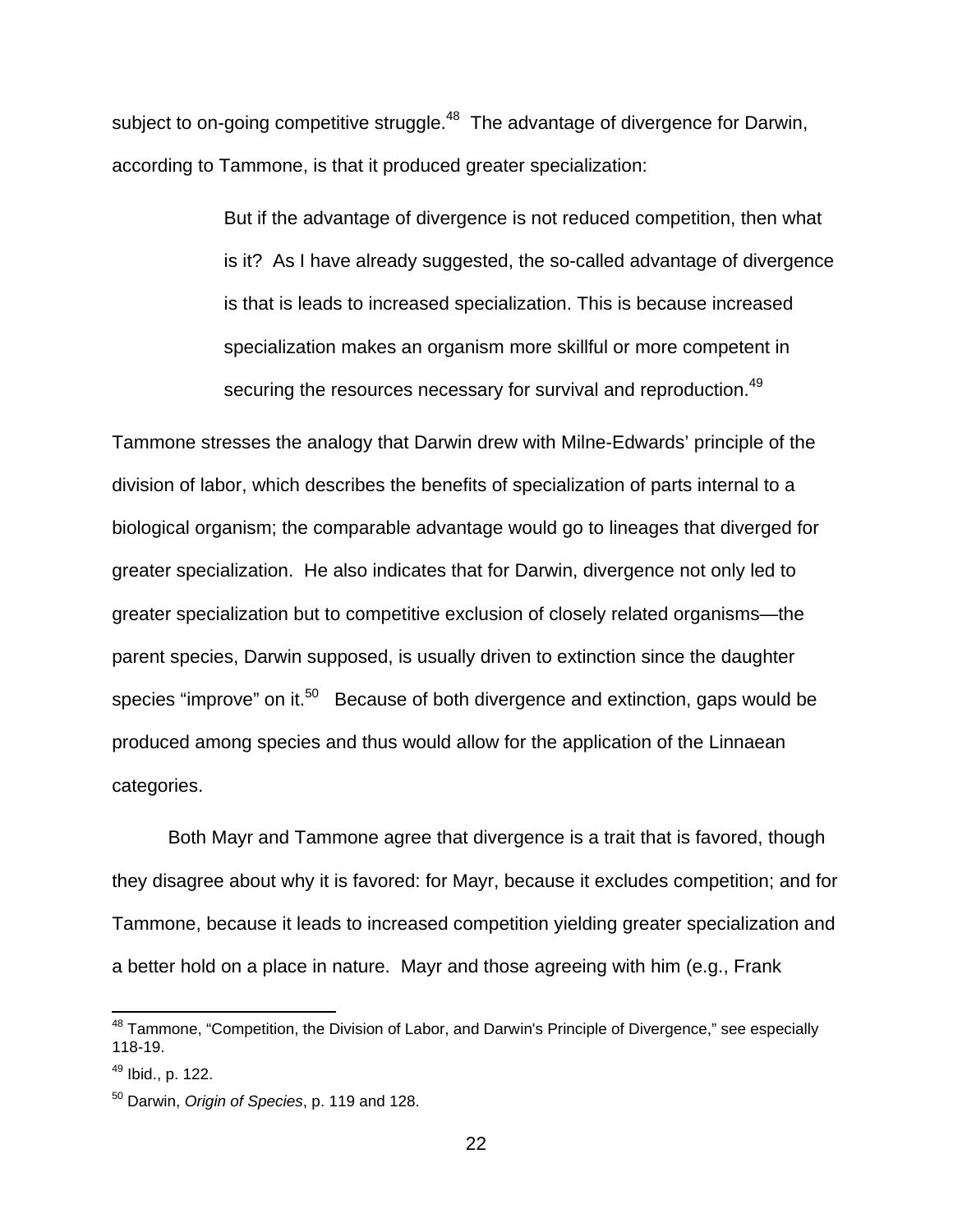subject to on-going competitive struggle.[48] The advantage of divergence for Darwin, according to Tammone, is that it produced greater specialization:

> But if the advantage of divergence is not reduced competition, then what is it? As I have already suggested, the so-called advantage of divergence is that is leads to increased specialization. This is because increased specialization makes an organism more skillful or more competent in securing the resources necessary for survival and reproduction.[49]

Tammone stresses the analogy that Darwin drew with Milne-Edwards' principle of the division of labor, which describes the benefits of specialization of parts internal to a biological organism; the comparable advantage would go to lineages that diverged for greater specialization. He also indicates that for Darwin, divergence not only led to greater specialization but to competitive exclusion of closely related organisms—the parent species, Darwin supposed, is usually driven to extinction since the daughter species "improve" on it.[50] Because of both divergence and extinction, gaps would be produced among species and thus would allow for the application of the Linnaean categories.

Both Mayr and Tammone agree that divergence is a trait that is favored, though they disagree about why it is favored: for Mayr, because it excludes competition; and for Tammone, because it leads to increased competition yielding greater specialization and a better hold on a place in nature. Mayr and those agreeing with him (e.g., Frank

---

[48] Tammone, "Competition, the Division of Labor, and Darwin's Principle of Divergence," see especially 118-19.

[49] Ibid., p. 122.

[50] Darwin, *Origin of Species*, p. 119 and 128.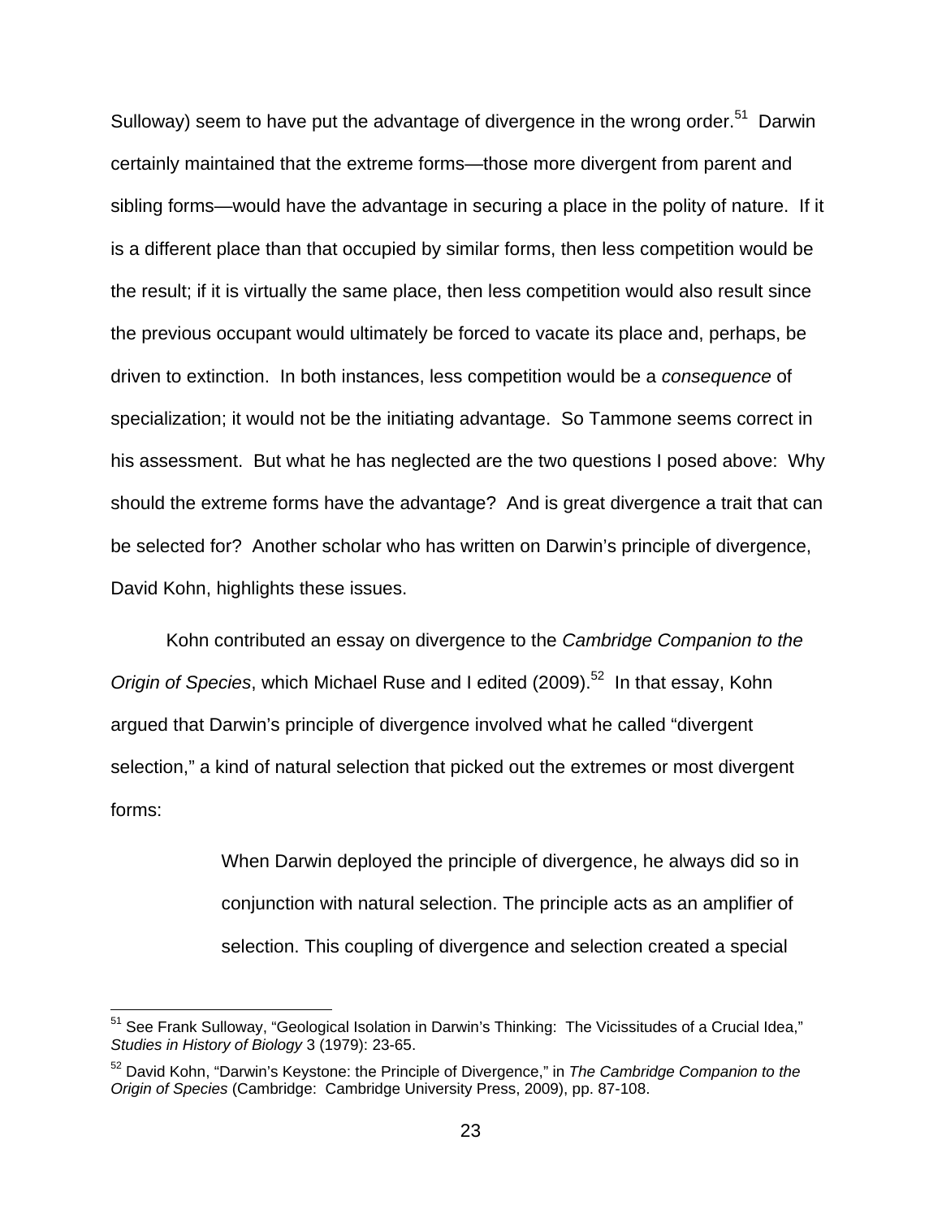Sulloway) seem to have put the advantage of divergence in the wrong order.[51] Darwin certainly maintained that the extreme forms—those more divergent from parent and sibling forms—would have the advantage in securing a place in the polity of nature. If it is a different place than that occupied by similar forms, then less competition would be the result; if it is virtually the same place, then less competition would also result since the previous occupant would ultimately be forced to vacate its place and, perhaps, be driven to extinction. In both instances, less competition would be a *consequence* of specialization; it would not be the initiating advantage. So Tammone seems correct in his assessment. But what he has neglected are the two questions I posed above: Why should the extreme forms have the advantage? And is great divergence a trait that can be selected for? Another scholar who has written on Darwin's principle of divergence, David Kohn, highlights these issues.

Kohn contributed an essay on divergence to the *Cambridge Companion to the Origin of Species*, which Michael Ruse and I edited (2009).[52] In that essay, Kohn argued that Darwin's principle of divergence involved what he called "divergent selection," a kind of natural selection that picked out the extremes or most divergent forms:

> When Darwin deployed the principle of divergence, he always did so in conjunction with natural selection. The principle acts as an amplifier of selection. This coupling of divergence and selection created a special

---

[51] See Frank Sulloway, "Geological Isolation in Darwin's Thinking: The Vicissitudes of a Crucial Idea," *Studies in History of Biology* 3 (1979): 23-65.

[52] David Kohn, "Darwin's Keystone: the Principle of Divergence," in *The Cambridge Companion to the Origin of Species* (Cambridge: Cambridge University Press, 2009), pp. 87-108.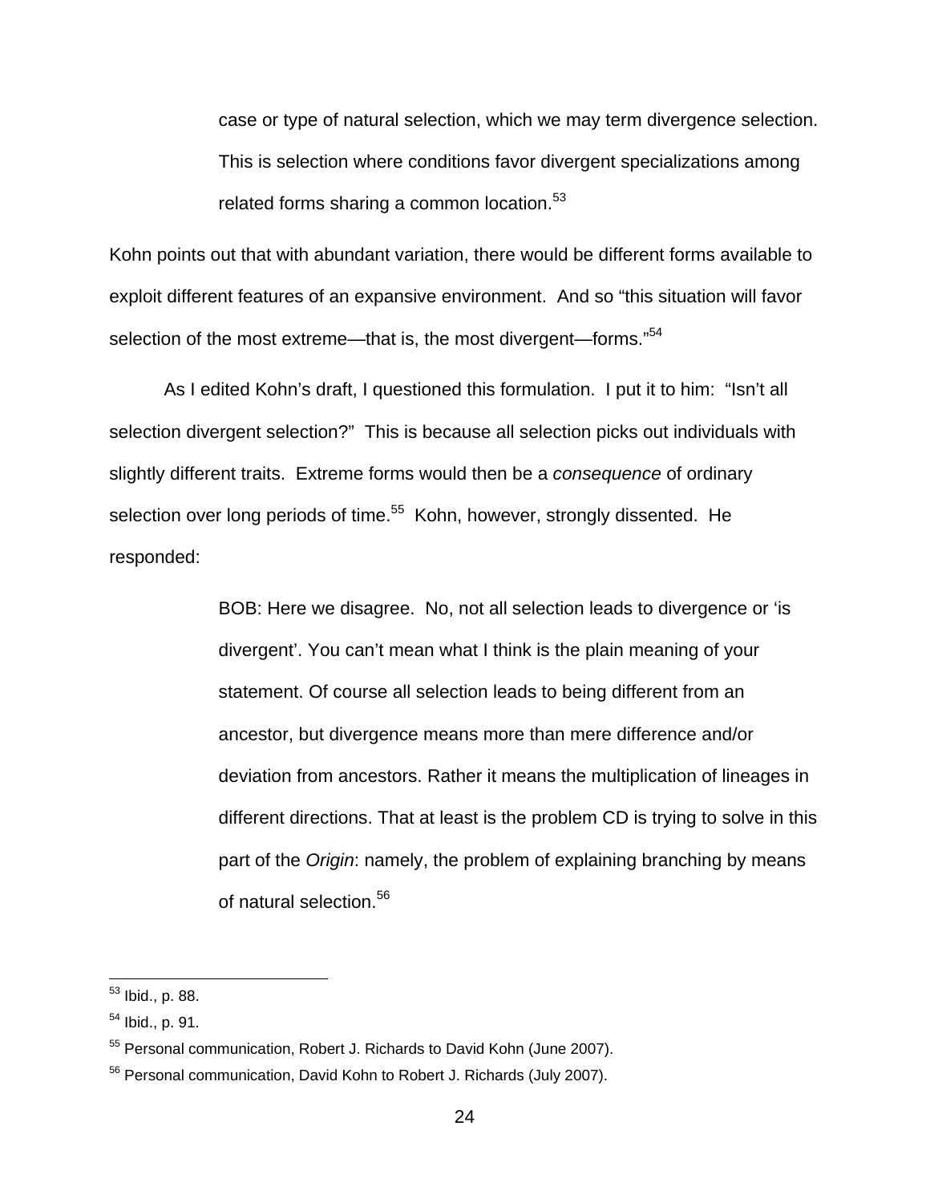> case or type of natural selection, which we may term divergence selection. This is selection where conditions favor divergent specializations among related forms sharing a common location.[53]

Kohn points out that with abundant variation, there would be different forms available to exploit different features of an expansive environment. And so "this situation will favor selection of the most extreme—that is, the most divergent—forms."[54]

As I edited Kohn's draft, I questioned this formulation. I put it to him: "Isn't all selection divergent selection?" This is because all selection picks out individuals with slightly different traits. Extreme forms would then be a *consequence* of ordinary selection over long periods of time.[55] Kohn, however, strongly dissented. He responded:

> BOB: Here we disagree. No, not all selection leads to divergence or 'is divergent'. You can't mean what I think is the plain meaning of your statement. Of course all selection leads to being different from an ancestor, but divergence means more than mere difference and/or deviation from ancestors. Rather it means the multiplication of lineages in different directions. That at least is the problem CD is trying to solve in this part of the *Origin*: namely, the problem of explaining branching by means of natural selection.[56]

---

[53] Ibid., p. 88.

[54] Ibid., p. 91.

[55] Personal communication, Robert J. Richards to David Kohn (June 2007).

[56] Personal communication, David Kohn to Robert J. Richards (July 2007).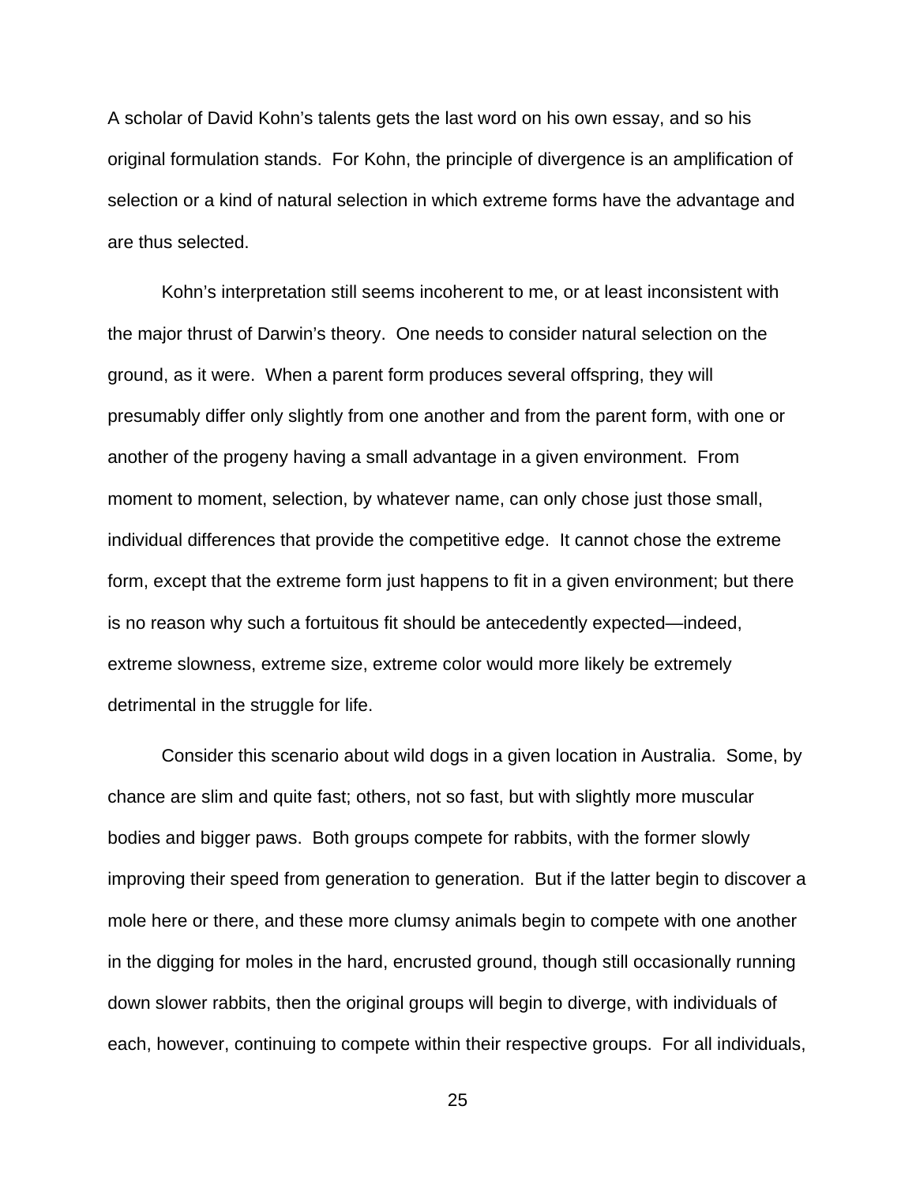A scholar of David Kohn's talents gets the last word on his own essay, and so his original formulation stands. For Kohn, the principle of divergence is an amplification of selection or a kind of natural selection in which extreme forms have the advantage and are thus selected.

Kohn's interpretation still seems incoherent to me, or at least inconsistent with the major thrust of Darwin's theory. One needs to consider natural selection on the ground, as it were. When a parent form produces several offspring, they will presumably differ only slightly from one another and from the parent form, with one or another of the progeny having a small advantage in a given environment. From moment to moment, selection, by whatever name, can only chose just those small, individual differences that provide the competitive edge. It cannot chose the extreme form, except that the extreme form just happens to fit in a given environment; but there is no reason why such a fortuitous fit should be antecedently expected—indeed, extreme slowness, extreme size, extreme color would more likely be extremely detrimental in the struggle for life.

Consider this scenario about wild dogs in a given location in Australia. Some, by chance are slim and quite fast; others, not so fast, but with slightly more muscular bodies and bigger paws. Both groups compete for rabbits, with the former slowly improving their speed from generation to generation. But if the latter begin to discover a mole here or there, and these more clumsy animals begin to compete with one another in the digging for moles in the hard, encrusted ground, though still occasionally running down slower rabbits, then the original groups will begin to diverge, with individuals of each, however, continuing to compete within their respective groups. For all individuals,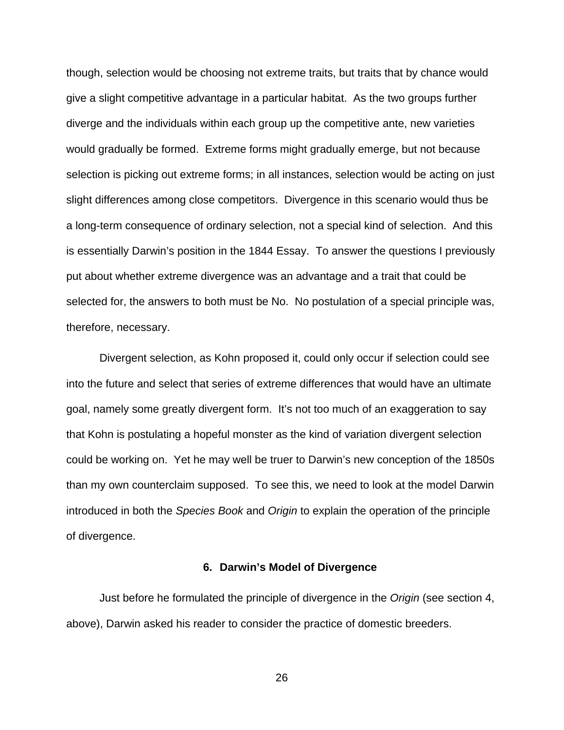though, selection would be choosing not extreme traits, but traits that by chance would give a slight competitive advantage in a particular habitat. As the two groups further diverge and the individuals within each group up the competitive ante, new varieties would gradually be formed. Extreme forms might gradually emerge, but not because selection is picking out extreme forms; in all instances, selection would be acting on just slight differences among close competitors. Divergence in this scenario would thus be a long-term consequence of ordinary selection, not a special kind of selection. And this is essentially Darwin's position in the 1844 Essay. To answer the questions I previously put about whether extreme divergence was an advantage and a trait that could be selected for, the answers to both must be No. No postulation of a special principle was, therefore, necessary.

Divergent selection, as Kohn proposed it, could only occur if selection could see into the future and select that series of extreme differences that would have an ultimate goal, namely some greatly divergent form. It's not too much of an exaggeration to say that Kohn is postulating a hopeful monster as the kind of variation divergent selection could be working on. Yet he may well be truer to Darwin's new conception of the 1850s than my own counterclaim supposed. To see this, we need to look at the model Darwin introduced in both the *Species Book* and *Origin* to explain the operation of the principle of divergence.

### 6. Darwin's Model of Divergence

Just before he formulated the principle of divergence in the *Origin* (see section 4, above), Darwin asked his reader to consider the practice of domestic breeders.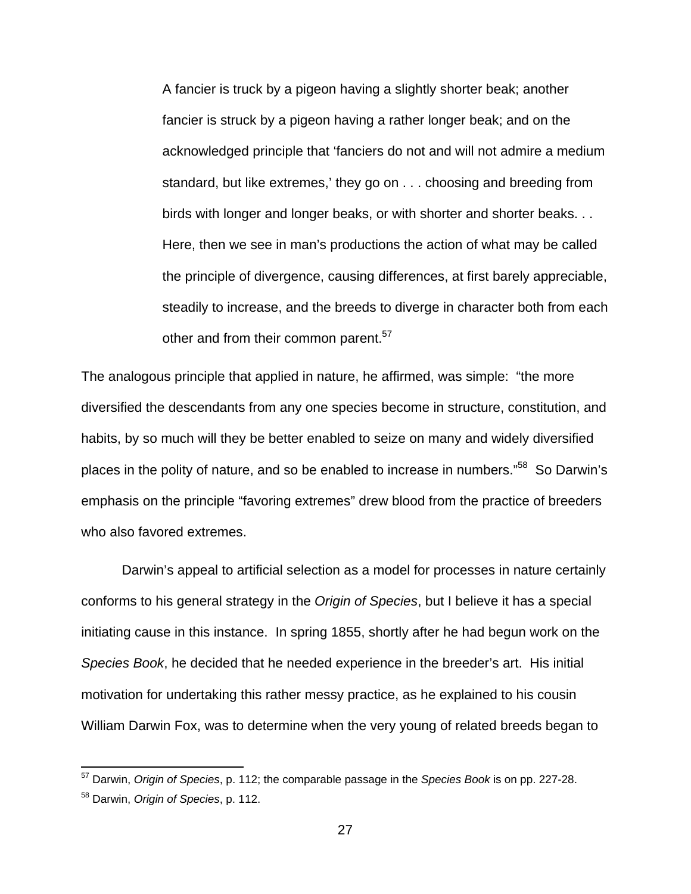> A fancier is truck by a pigeon having a slightly shorter beak; another fancier is struck by a pigeon having a rather longer beak; and on the acknowledged principle that 'fanciers do not and will not admire a medium standard, but like extremes,' they go on . . . choosing and breeding from birds with longer and longer beaks, or with shorter and shorter beaks. . . Here, then we see in man's productions the action of what may be called the principle of divergence, causing differences, at first barely appreciable, steadily to increase, and the breeds to diverge in character both from each other and from their common parent.[57]

The analogous principle that applied in nature, he affirmed, was simple: "the more diversified the descendants from any one species become in structure, constitution, and habits, by so much will they be better enabled to seize on many and widely diversified places in the polity of nature, and so be enabled to increase in numbers."[58] So Darwin's emphasis on the principle "favoring extremes" drew blood from the practice of breeders who also favored extremes.

Darwin's appeal to artificial selection as a model for processes in nature certainly conforms to his general strategy in the *Origin of Species*, but I believe it has a special initiating cause in this instance. In spring 1855, shortly after he had begun work on the *Species Book*, he decided that he needed experience in the breeder's art. His initial motivation for undertaking this rather messy practice, as he explained to his cousin William Darwin Fox, was to determine when the very young of related breeds began to

---

[57] Darwin, *Origin of Species*, p. 112; the comparable passage in the *Species Book* is on pp. 227-28.

[58] Darwin, *Origin of Species*, p. 112.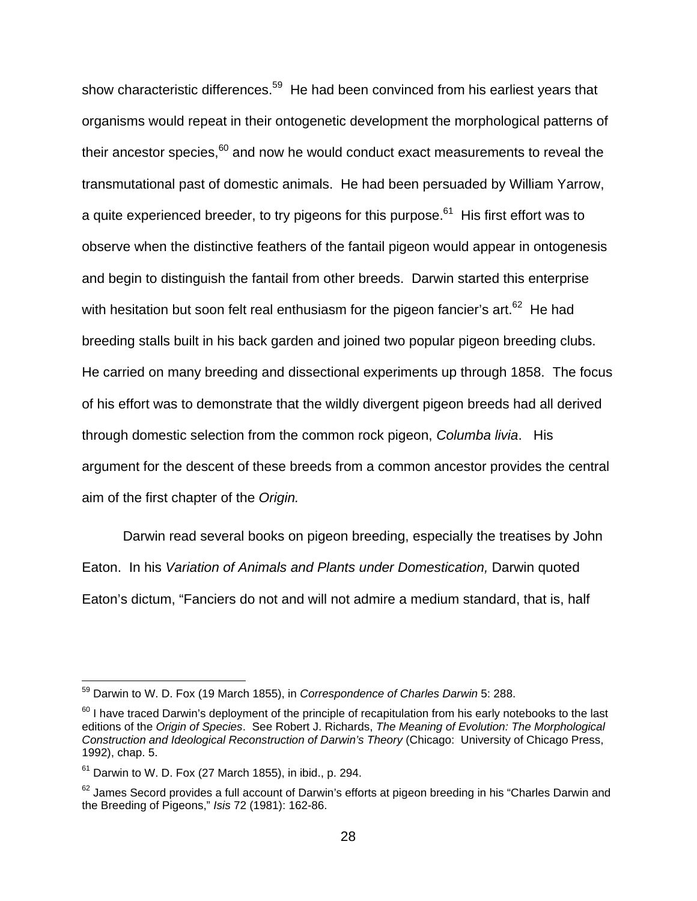show characteristic differences.[59] He had been convinced from his earliest years that organisms would repeat in their ontogenetic development the morphological patterns of their ancestor species,[60] and now he would conduct exact measurements to reveal the transmutational past of domestic animals. He had been persuaded by William Yarrow, a quite experienced breeder, to try pigeons for this purpose.[61] His first effort was to observe when the distinctive feathers of the fantail pigeon would appear in ontogenesis and begin to distinguish the fantail from other breeds. Darwin started this enterprise with hesitation but soon felt real enthusiasm for the pigeon fancier's art.[62] He had breeding stalls built in his back garden and joined two popular pigeon breeding clubs. He carried on many breeding and dissectional experiments up through 1858. The focus of his effort was to demonstrate that the wildly divergent pigeon breeds had all derived through domestic selection from the common rock pigeon, *Columba livia*. His argument for the descent of these breeds from a common ancestor provides the central aim of the first chapter of the *Origin.*

Darwin read several books on pigeon breeding, especially the treatises by John Eaton. In his *Variation of Animals and Plants under Domestication,* Darwin quoted Eaton's dictum, "Fanciers do not and will not admire a medium standard, that is, half

---

[59] Darwin to W. D. Fox (19 March 1855), in *Correspondence of Charles Darwin* 5: 288.

[60] I have traced Darwin's deployment of the principle of recapitulation from his early notebooks to the last editions of the *Origin of Species*. See Robert J. Richards, *The Meaning of Evolution: The Morphological Construction and Ideological Reconstruction of Darwin's Theory* (Chicago: University of Chicago Press, 1992), chap. 5.

[61] Darwin to W. D. Fox (27 March 1855), in ibid., p. 294.

[62] James Secord provides a full account of Darwin's efforts at pigeon breeding in his "Charles Darwin and the Breeding of Pigeons," *Isis* 72 (1981): 162-86.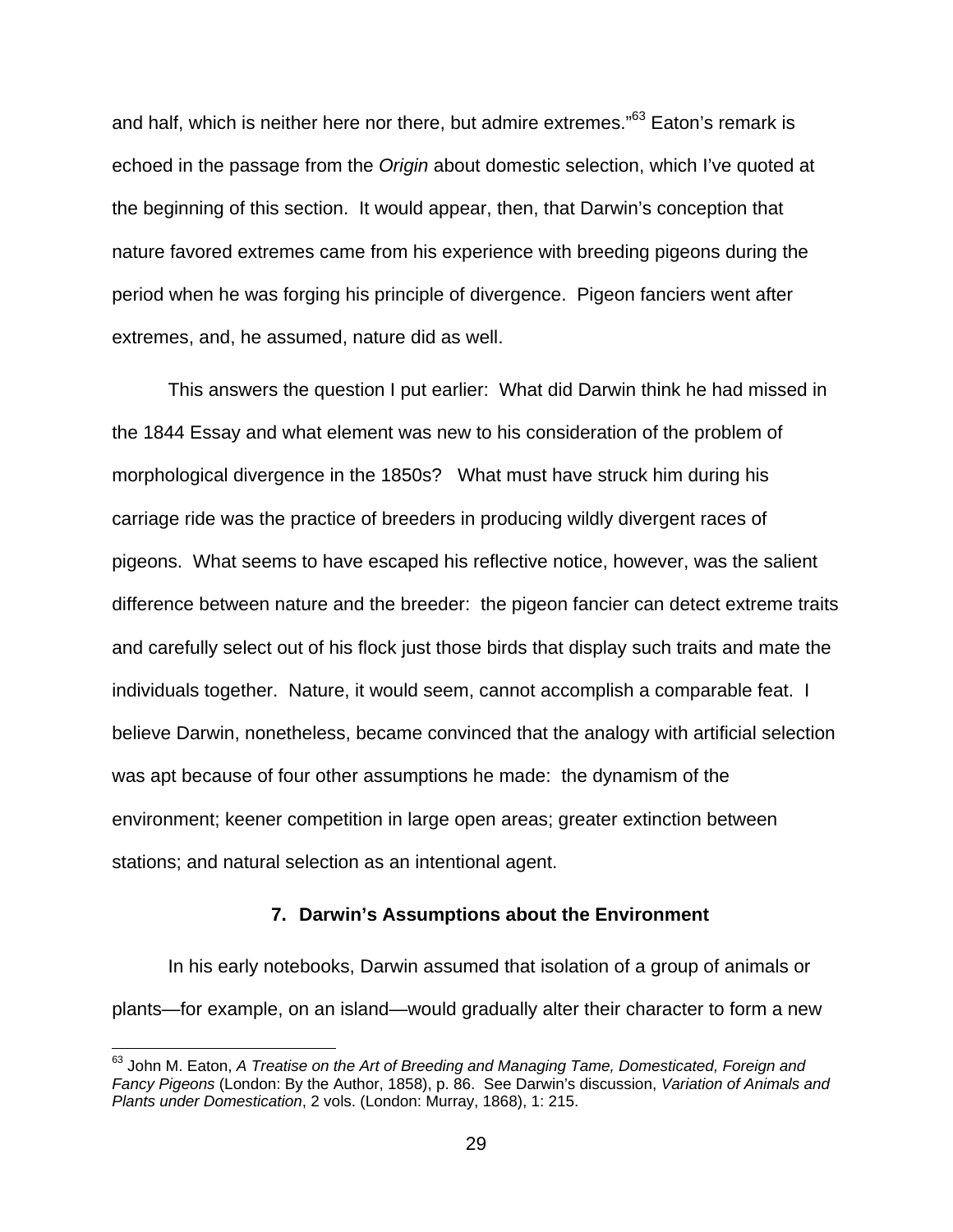and half, which is neither here nor there, but admire extremes."[63] Eaton's remark is echoed in the passage from the *Origin* about domestic selection, which I've quoted at the beginning of this section. It would appear, then, that Darwin's conception that nature favored extremes came from his experience with breeding pigeons during the period when he was forging his principle of divergence. Pigeon fanciers went after extremes, and, he assumed, nature did as well.

This answers the question I put earlier: What did Darwin think he had missed in the 1844 Essay and what element was new to his consideration of the problem of morphological divergence in the 1850s? What must have struck him during his carriage ride was the practice of breeders in producing wildly divergent races of pigeons. What seems to have escaped his reflective notice, however, was the salient difference between nature and the breeder: the pigeon fancier can detect extreme traits and carefully select out of his flock just those birds that display such traits and mate the individuals together. Nature, it would seem, cannot accomplish a comparable feat. I believe Darwin, nonetheless, became convinced that the analogy with artificial selection was apt because of four other assumptions he made: the dynamism of the environment; keener competition in large open areas; greater extinction between stations; and natural selection as an intentional agent.

### 7. Darwin's Assumptions about the Environment

In his early notebooks, Darwin assumed that isolation of a group of animals or plants—for example, on an island—would gradually alter their character to form a new

---

[63] John M. Eaton, *A Treatise on the Art of Breeding and Managing Tame, Domesticated, Foreign and Fancy Pigeons* (London: By the Author, 1858), p. 86. See Darwin's discussion, *Variation of Animals and Plants under Domestication*, 2 vols. (London: Murray, 1868), 1: 215.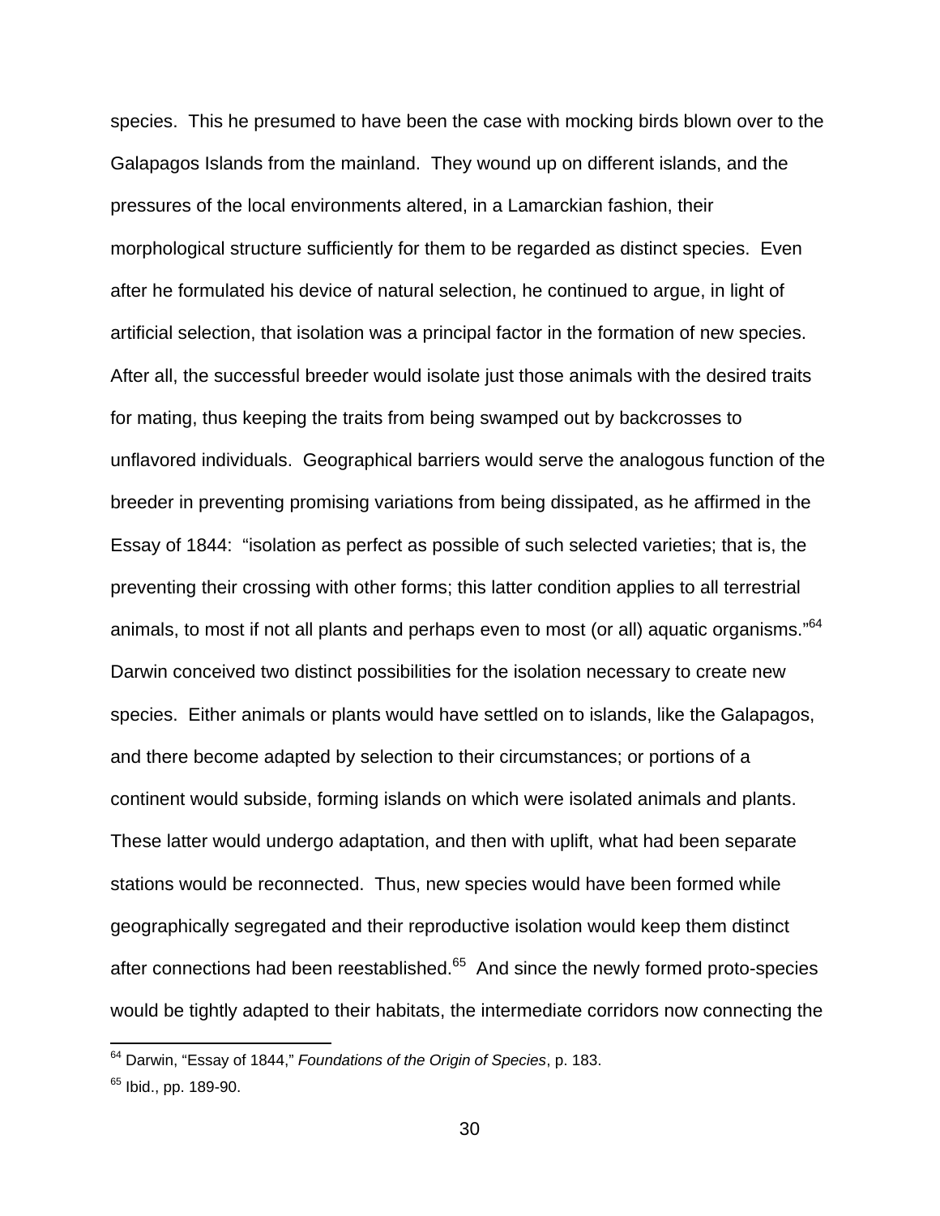species. This he presumed to have been the case with mocking birds blown over to the Galapagos Islands from the mainland. They wound up on different islands, and the pressures of the local environments altered, in a Lamarckian fashion, their morphological structure sufficiently for them to be regarded as distinct species. Even after he formulated his device of natural selection, he continued to argue, in light of artificial selection, that isolation was a principal factor in the formation of new species. After all, the successful breeder would isolate just those animals with the desired traits for mating, thus keeping the traits from being swamped out by backcrosses to unflavored individuals. Geographical barriers would serve the analogous function of the breeder in preventing promising variations from being dissipated, as he affirmed in the Essay of 1844: "isolation as perfect as possible of such selected varieties; that is, the preventing their crossing with other forms; this latter condition applies to all terrestrial animals, to most if not all plants and perhaps even to most (or all) aquatic organisms."[64] Darwin conceived two distinct possibilities for the isolation necessary to create new species. Either animals or plants would have settled on to islands, like the Galapagos, and there become adapted by selection to their circumstances; or portions of a continent would subside, forming islands on which were isolated animals and plants. These latter would undergo adaptation, and then with uplift, what had been separate stations would be reconnected. Thus, new species would have been formed while geographically segregated and their reproductive isolation would keep them distinct after connections had been reestablished.[65] And since the newly formed proto-species would be tightly adapted to their habitats, the intermediate corridors now connecting the

---

[64] Darwin, "Essay of 1844," *Foundations of the Origin of Species*, p. 183.

[65] Ibid., pp. 189-90.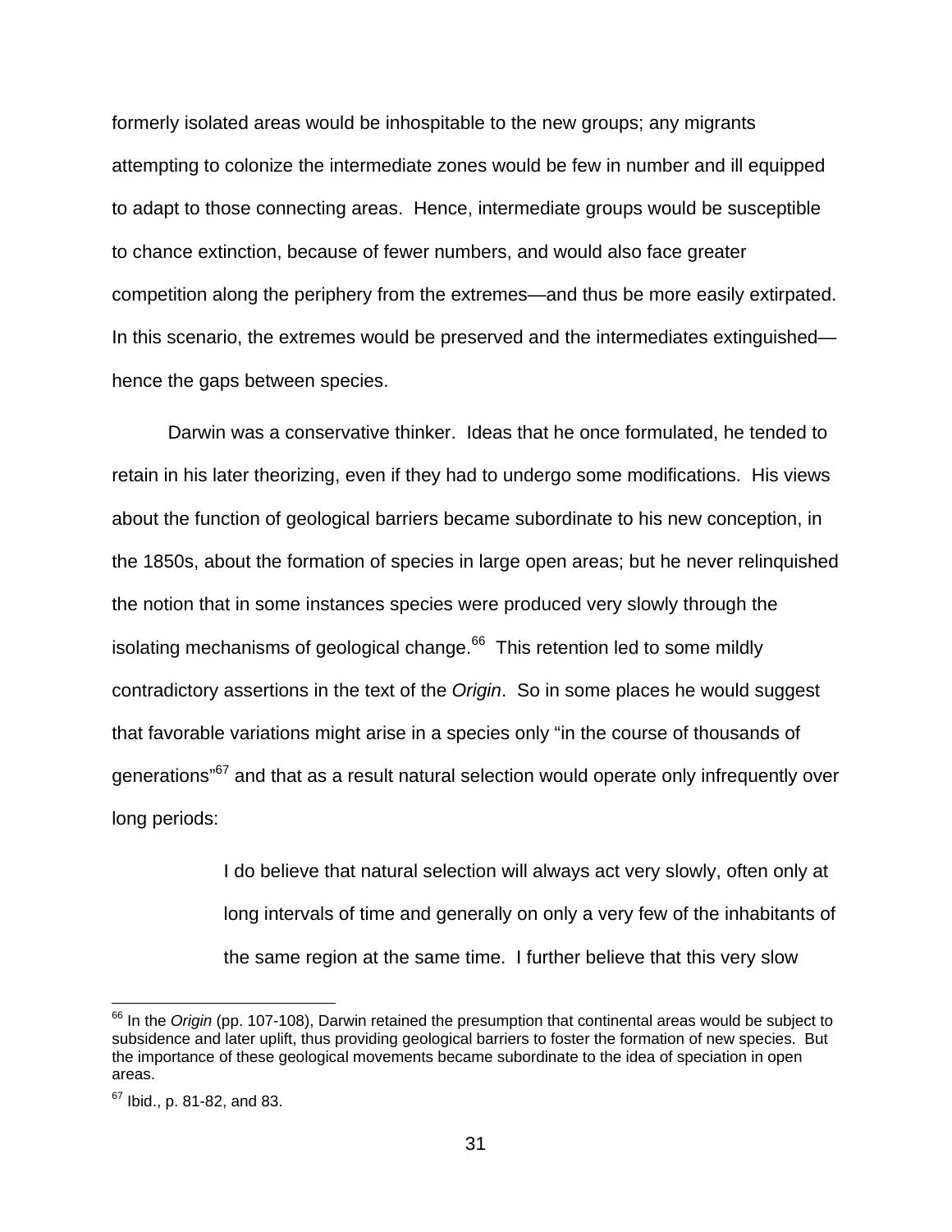formerly isolated areas would be inhospitable to the new groups; any migrants attempting to colonize the intermediate zones would be few in number and ill equipped to adapt to those connecting areas. Hence, intermediate groups would be susceptible to chance extinction, because of fewer numbers, and would also face greater competition along the periphery from the extremes—and thus be more easily extirpated. In this scenario, the extremes would be preserved and the intermediates extinguished—hence the gaps between species.

Darwin was a conservative thinker. Ideas that he once formulated, he tended to retain in his later theorizing, even if they had to undergo some modifications. His views about the function of geological barriers became subordinate to his new conception, in the 1850s, about the formation of species in large open areas; but he never relinquished the notion that in some instances species were produced very slowly through the isolating mechanisms of geological change.[66] This retention led to some mildly contradictory assertions in the text of the *Origin*. So in some places he would suggest that favorable variations might arise in a species only "in the course of thousands of generations"[67] and that as a result natural selection would operate only infrequently over long periods:

> I do believe that natural selection will always act very slowly, often only at long intervals of time and generally on only a very few of the inhabitants of the same region at the same time. I further believe that this very slow

---

[66] In the *Origin* (pp. 107-108), Darwin retained the presumption that continental areas would be subject to subsidence and later uplift, thus providing geological barriers to foster the formation of new species. But the importance of these geological movements became subordinate to the idea of speciation in open areas.

[67] Ibid., p. 81-82, and 83.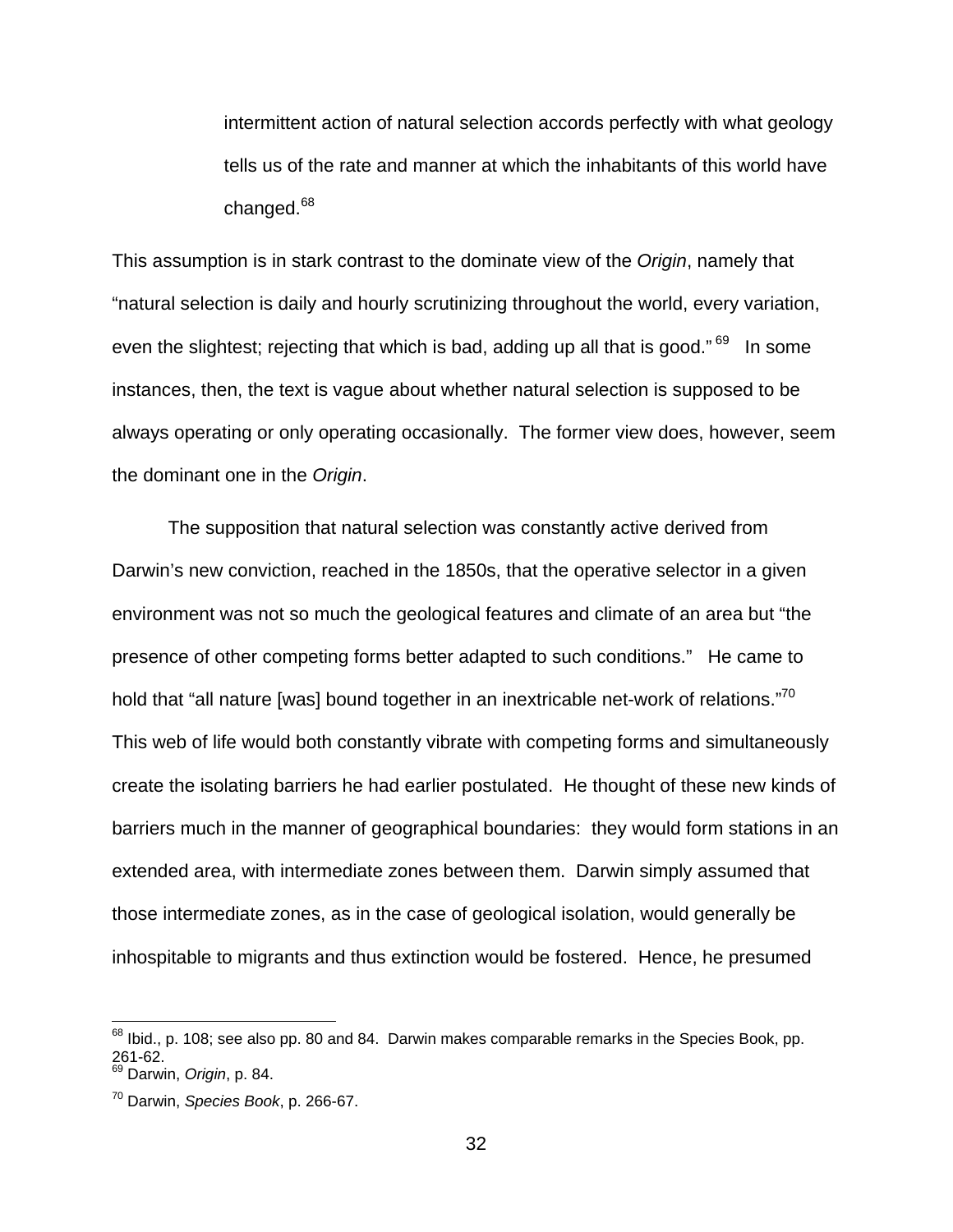> intermittent action of natural selection accords perfectly with what geology tells us of the rate and manner at which the inhabitants of this world have changed.[68]

This assumption is in stark contrast to the dominate view of the *Origin*, namely that "natural selection is daily and hourly scrutinizing throughout the world, every variation, even the slightest; rejecting that which is bad, adding up all that is good."[69] In some instances, then, the text is vague about whether natural selection is supposed to be always operating or only operating occasionally. The former view does, however, seem the dominant one in the *Origin*.

The supposition that natural selection was constantly active derived from Darwin's new conviction, reached in the 1850s, that the operative selector in a given environment was not so much the geological features and climate of an area but "the presence of other competing forms better adapted to such conditions." He came to hold that "all nature [was] bound together in an inextricable net-work of relations."[70] This web of life would both constantly vibrate with competing forms and simultaneously create the isolating barriers he had earlier postulated. He thought of these new kinds of barriers much in the manner of geographical boundaries: they would form stations in an extended area, with intermediate zones between them. Darwin simply assumed that those intermediate zones, as in the case of geological isolation, would generally be inhospitable to migrants and thus extinction would be fostered. Hence, he presumed

---

[68] Ibid., p. 108; see also pp. 80 and 84. Darwin makes comparable remarks in the Species Book, pp. 261-62.

[69] Darwin, *Origin*, p. 84.

[70] Darwin, *Species Book*, p. 266-67.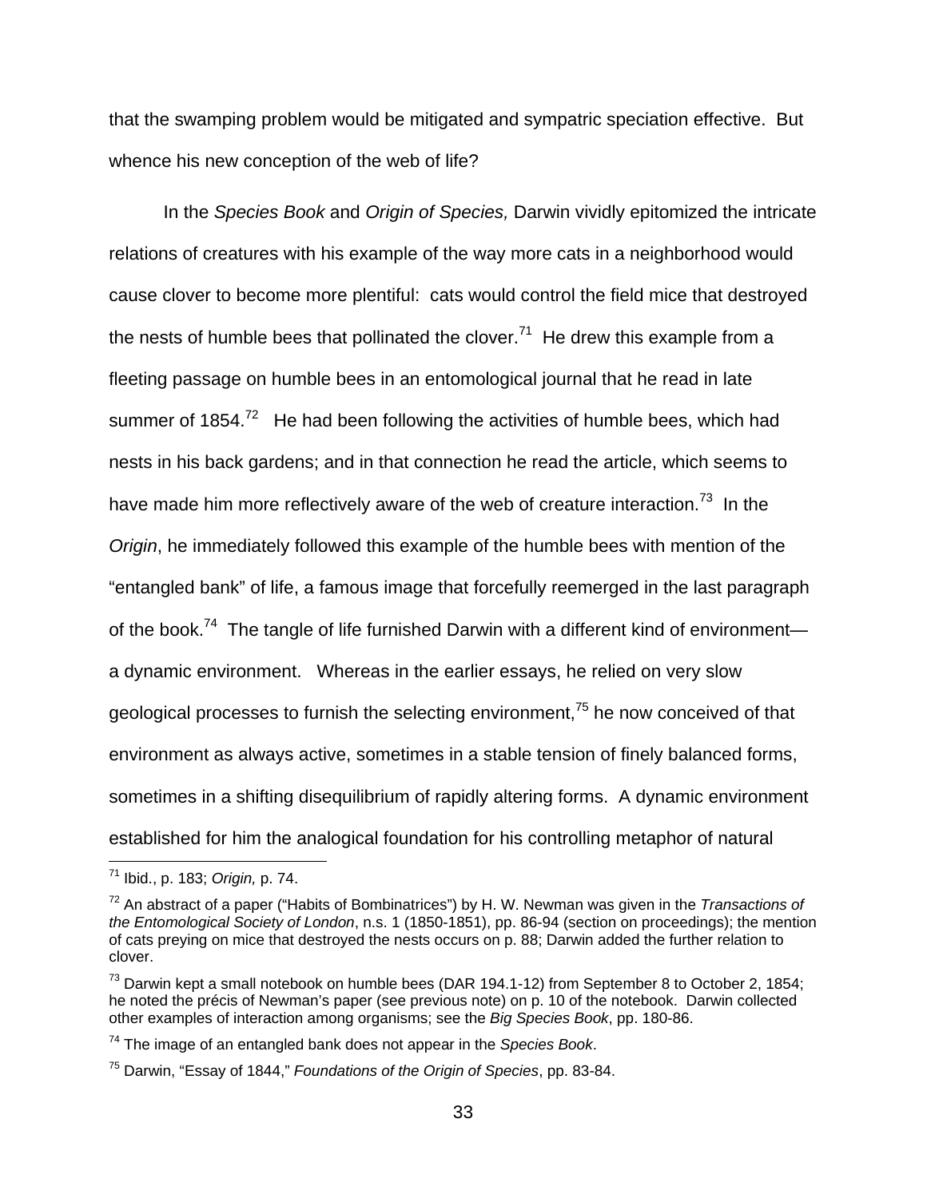that the swamping problem would be mitigated and sympatric speciation effective. But whence his new conception of the web of life?

In the *Species Book* and *Origin of Species,* Darwin vividly epitomized the intricate relations of creatures with his example of the way more cats in a neighborhood would cause clover to become more plentiful: cats would control the field mice that destroyed the nests of humble bees that pollinated the clover.[71] He drew this example from a fleeting passage on humble bees in an entomological journal that he read in late summer of 1854.[72] He had been following the activities of humble bees, which had nests in his back gardens; and in that connection he read the article, which seems to have made him more reflectively aware of the web of creature interaction.[73] In the *Origin*, he immediately followed this example of the humble bees with mention of the "entangled bank" of life, a famous image that forcefully reemerged in the last paragraph of the book.[74] The tangle of life furnished Darwin with a different kind of environment—a dynamic environment. Whereas in the earlier essays, he relied on very slow geological processes to furnish the selecting environment,[75] he now conceived of that environment as always active, sometimes in a stable tension of finely balanced forms, sometimes in a shifting disequilibrium of rapidly altering forms. A dynamic environment established for him the analogical foundation for his controlling metaphor of natural

---

[71] Ibid., p. 183; *Origin,* p. 74.

[72] An abstract of a paper ("Habits of Bombinatrices") by H. W. Newman was given in the *Transactions of the Entomological Society of London*, n.s. 1 (1850-1851), pp. 86-94 (section on proceedings); the mention of cats preying on mice that destroyed the nests occurs on p. 88; Darwin added the further relation to clover.

[73] Darwin kept a small notebook on humble bees (DAR 194.1-12) from September 8 to October 2, 1854; he noted the précis of Newman's paper (see previous note) on p. 10 of the notebook. Darwin collected other examples of interaction among organisms; see the *Big Species Book*, pp. 180-86.

[74] The image of an entangled bank does not appear in the *Species Book*.

[75] Darwin, "Essay of 1844," *Foundations of the Origin of Species*, pp. 83-84.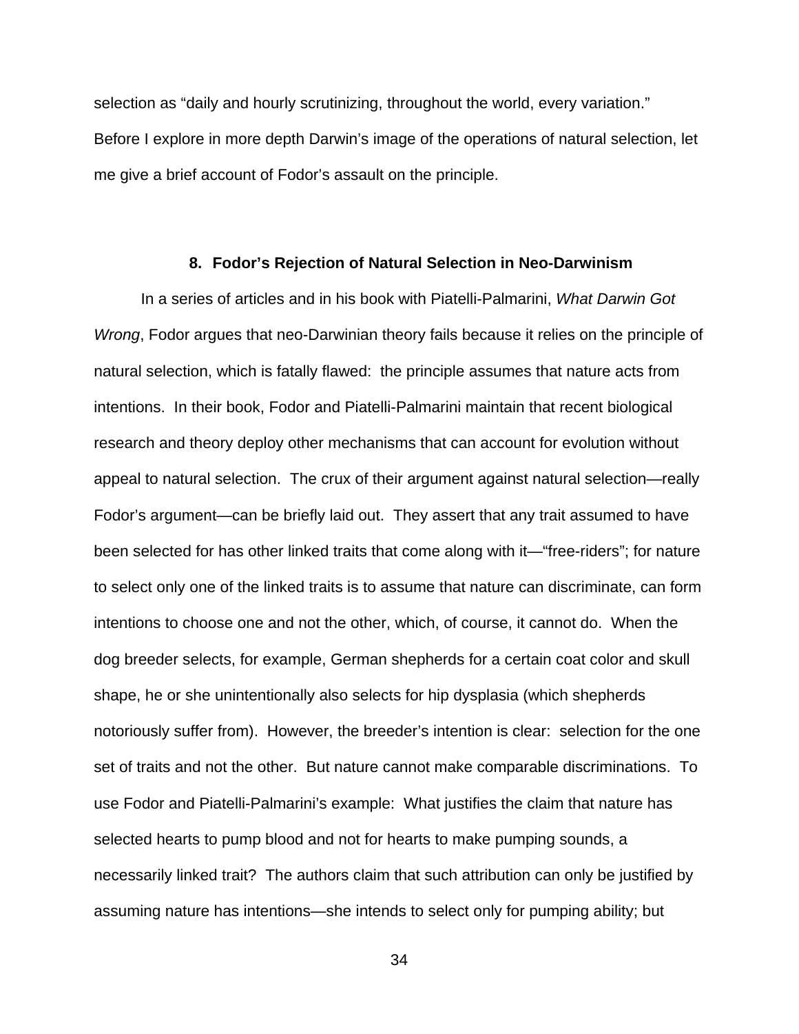selection as "daily and hourly scrutinizing, throughout the world, every variation." Before I explore in more depth Darwin's image of the operations of natural selection, let me give a brief account of Fodor's assault on the principle.

## 8. Fodor's Rejection of Natural Selection in Neo-Darwinism

In a series of articles and in his book with Piatelli-Palmarini, *What Darwin Got Wrong*, Fodor argues that neo-Darwinian theory fails because it relies on the principle of natural selection, which is fatally flawed: the principle assumes that nature acts from intentions. In their book, Fodor and Piatelli-Palmarini maintain that recent biological research and theory deploy other mechanisms that can account for evolution without appeal to natural selection. The crux of their argument against natural selection—really Fodor's argument—can be briefly laid out. They assert that any trait assumed to have been selected for has other linked traits that come along with it—"free-riders"; for nature to select only one of the linked traits is to assume that nature can discriminate, can form intentions to choose one and not the other, which, of course, it cannot do. When the dog breeder selects, for example, German shepherds for a certain coat color and skull shape, he or she unintentionally also selects for hip dysplasia (which shepherds notoriously suffer from). However, the breeder's intention is clear: selection for the one set of traits and not the other. But nature cannot make comparable discriminations. To use Fodor and Piatelli-Palmarini's example: What justifies the claim that nature has selected hearts to pump blood and not for hearts to make pumping sounds, a necessarily linked trait? The authors claim that such attribution can only be justified by assuming nature has intentions—she intends to select only for pumping ability; but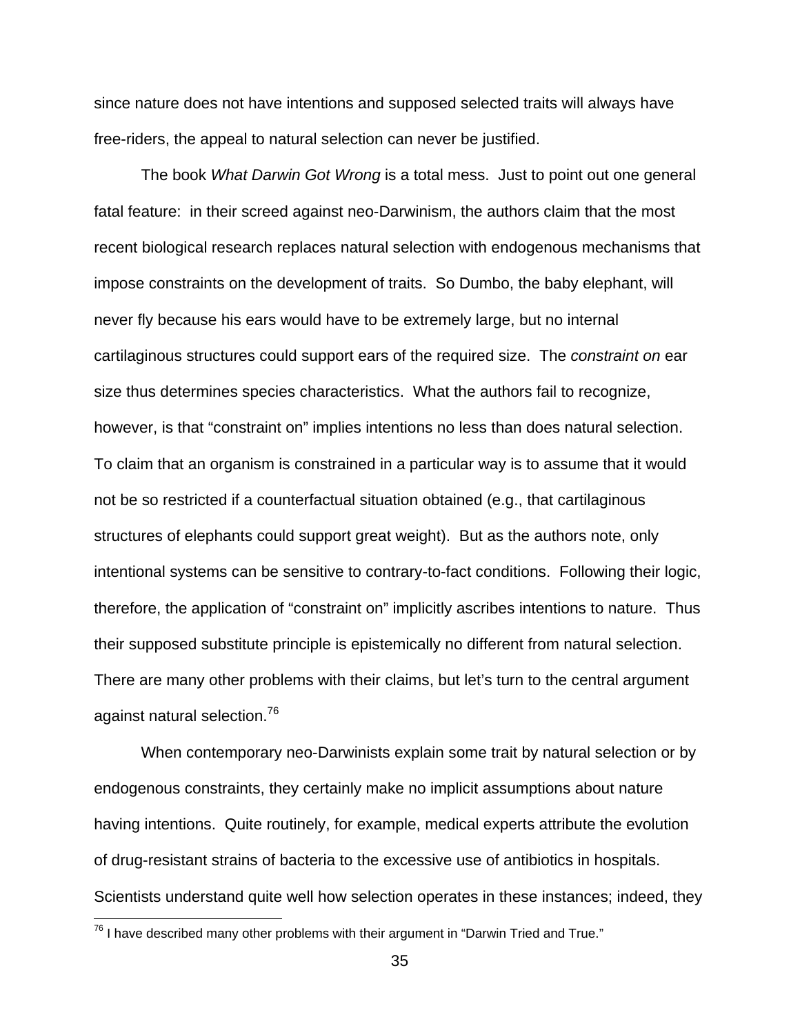since nature does not have intentions and supposed selected traits will always have free-riders, the appeal to natural selection can never be justified.

The book *What Darwin Got Wrong* is a total mess. Just to point out one general fatal feature: in their screed against neo-Darwinism, the authors claim that the most recent biological research replaces natural selection with endogenous mechanisms that impose constraints on the development of traits. So Dumbo, the baby elephant, will never fly because his ears would have to be extremely large, but no internal cartilaginous structures could support ears of the required size. The *constraint on* ear size thus determines species characteristics. What the authors fail to recognize, however, is that "constraint on" implies intentions no less than does natural selection. To claim that an organism is constrained in a particular way is to assume that it would not be so restricted if a counterfactual situation obtained (e.g., that cartilaginous structures of elephants could support great weight). But as the authors note, only intentional systems can be sensitive to contrary-to-fact conditions. Following their logic, therefore, the application of "constraint on" implicitly ascribes intentions to nature. Thus their supposed substitute principle is epistemically no different from natural selection. There are many other problems with their claims, but let's turn to the central argument against natural selection.[76]

When contemporary neo-Darwinists explain some trait by natural selection or by endogenous constraints, they certainly make no implicit assumptions about nature having intentions. Quite routinely, for example, medical experts attribute the evolution of drug-resistant strains of bacteria to the excessive use of antibiotics in hospitals. Scientists understand quite well how selection operates in these instances; indeed, they

[76] I have described many other problems with their argument in "Darwin Tried and True."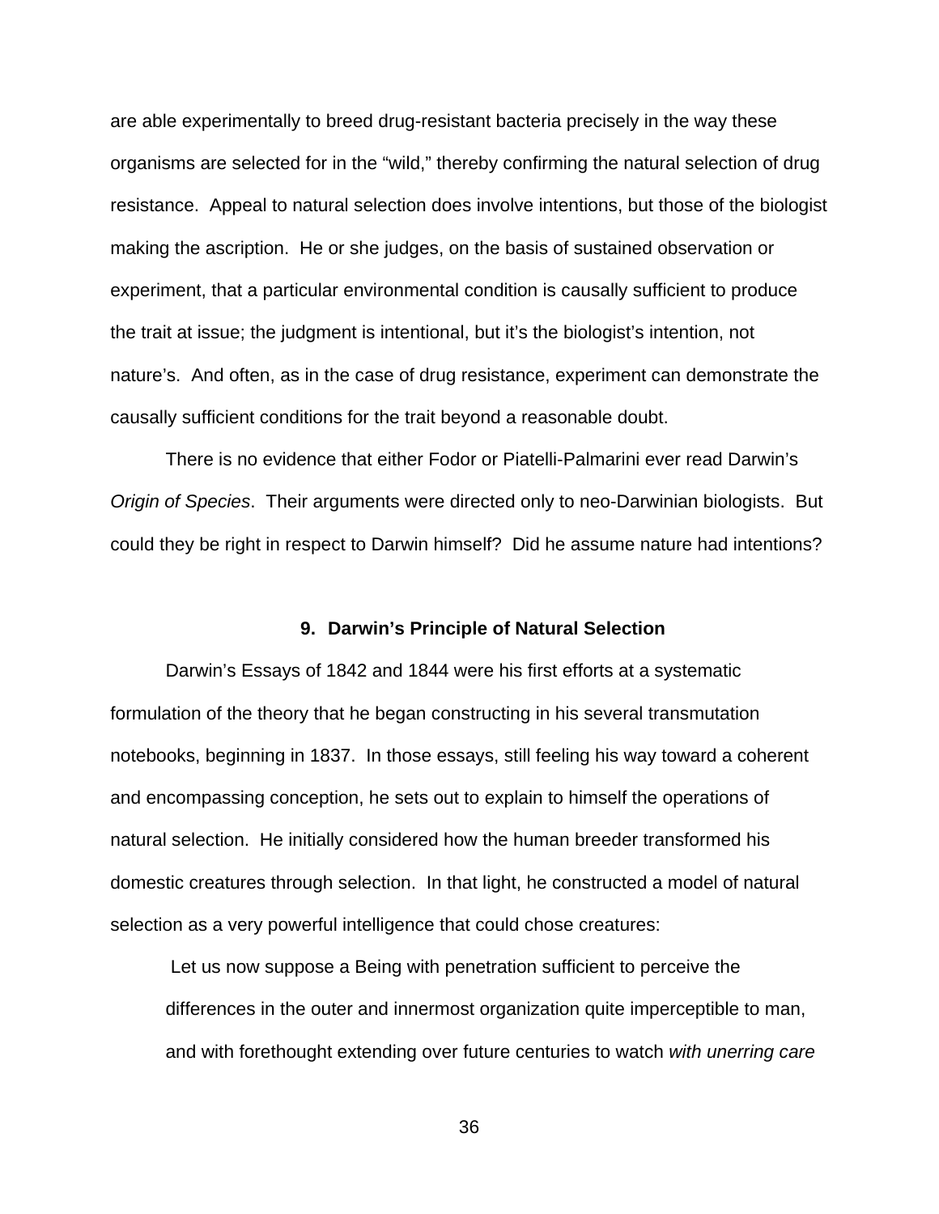are able experimentally to breed drug-resistant bacteria precisely in the way these organisms are selected for in the "wild," thereby confirming the natural selection of drug resistance. Appeal to natural selection does involve intentions, but those of the biologist making the ascription. He or she judges, on the basis of sustained observation or experiment, that a particular environmental condition is causally sufficient to produce the trait at issue; the judgment is intentional, but it's the biologist's intention, not nature's. And often, as in the case of drug resistance, experiment can demonstrate the causally sufficient conditions for the trait beyond a reasonable doubt.

There is no evidence that either Fodor or Piatelli-Palmarini ever read Darwin's *Origin of Species*. Their arguments were directed only to neo-Darwinian biologists. But could they be right in respect to Darwin himself? Did he assume nature had intentions?

### 9. Darwin's Principle of Natural Selection

Darwin's Essays of 1842 and 1844 were his first efforts at a systematic formulation of the theory that he began constructing in his several transmutation notebooks, beginning in 1837. In those essays, still feeling his way toward a coherent and encompassing conception, he sets out to explain to himself the operations of natural selection. He initially considered how the human breeder transformed his domestic creatures through selection. In that light, he constructed a model of natural selection as a very powerful intelligence that could chose creatures:

> Let us now suppose a Being with penetration sufficient to perceive the differences in the outer and innermost organization quite imperceptible to man, and with forethought extending over future centuries to watch *with unerring care*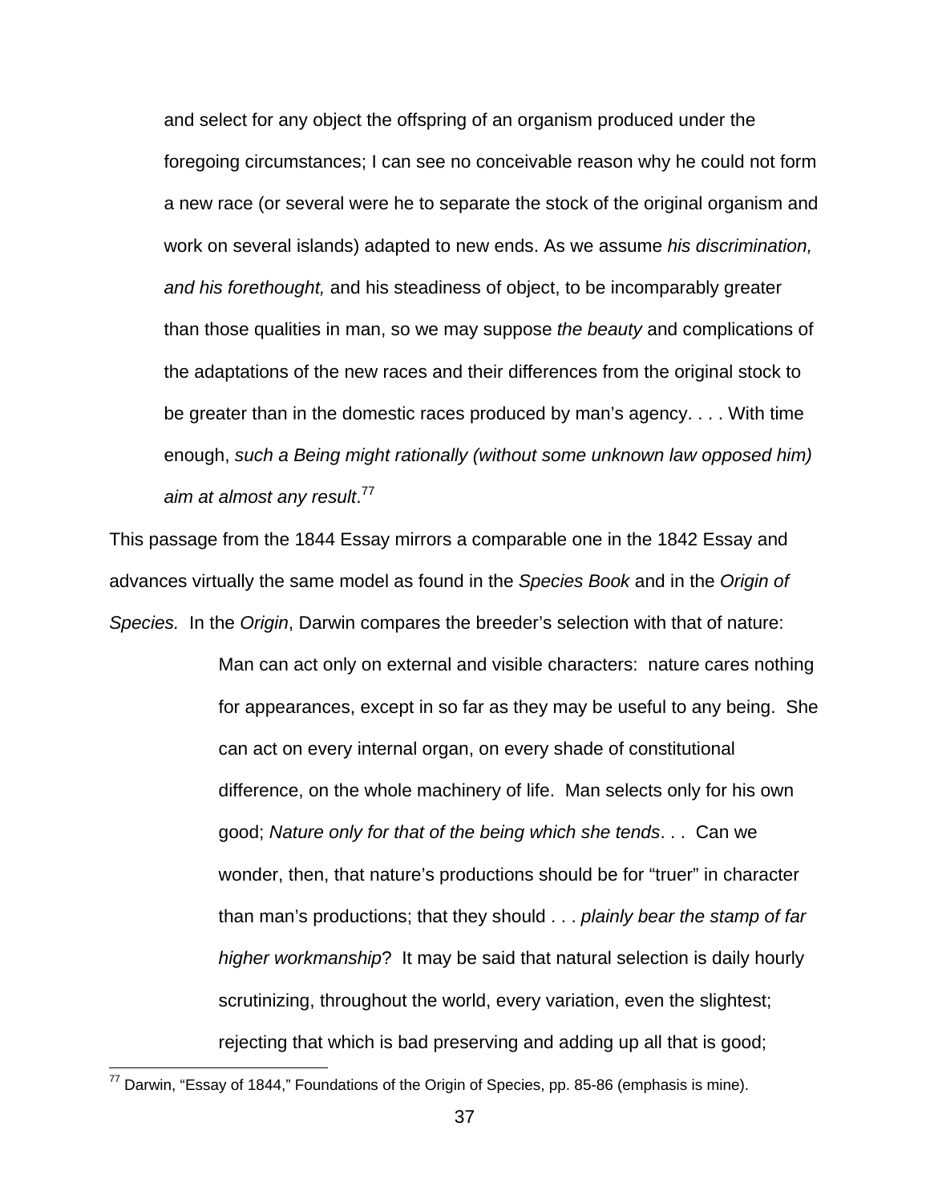> and select for any object the offspring of an organism produced under the foregoing circumstances; I can see no conceivable reason why he could not form a new race (or several were he to separate the stock of the original organism and work on several islands) adapted to new ends. As we assume *his discrimination, and his forethought,* and his steadiness of object, to be incomparably greater than those qualities in man, so we may suppose *the beauty* and complications of the adaptations of the new races and their differences from the original stock to be greater than in the domestic races produced by man's agency. . . . With time enough, *such a Being might rationally (without some unknown law opposed him) aim at almost any result*.[77]

This passage from the 1844 Essay mirrors a comparable one in the 1842 Essay and advances virtually the same model as found in the *Species Book* and in the *Origin of Species.* In the *Origin*, Darwin compares the breeder's selection with that of nature:

> Man can act only on external and visible characters: nature cares nothing for appearances, except in so far as they may be useful to any being. She can act on every internal organ, on every shade of constitutional difference, on the whole machinery of life. Man selects only for his own good; *Nature only for that of the being which she tends*. . . Can we wonder, then, that nature's productions should be for "truer" in character than man's productions; that they should . . . *plainly bear the stamp of far higher workmanship*? It may be said that natural selection is daily hourly scrutinizing, throughout the world, every variation, even the slightest; rejecting that which is bad preserving and adding up all that is good;

---

[77] Darwin, "Essay of 1844," Foundations of the Origin of Species, pp. 85-86 (emphasis is mine).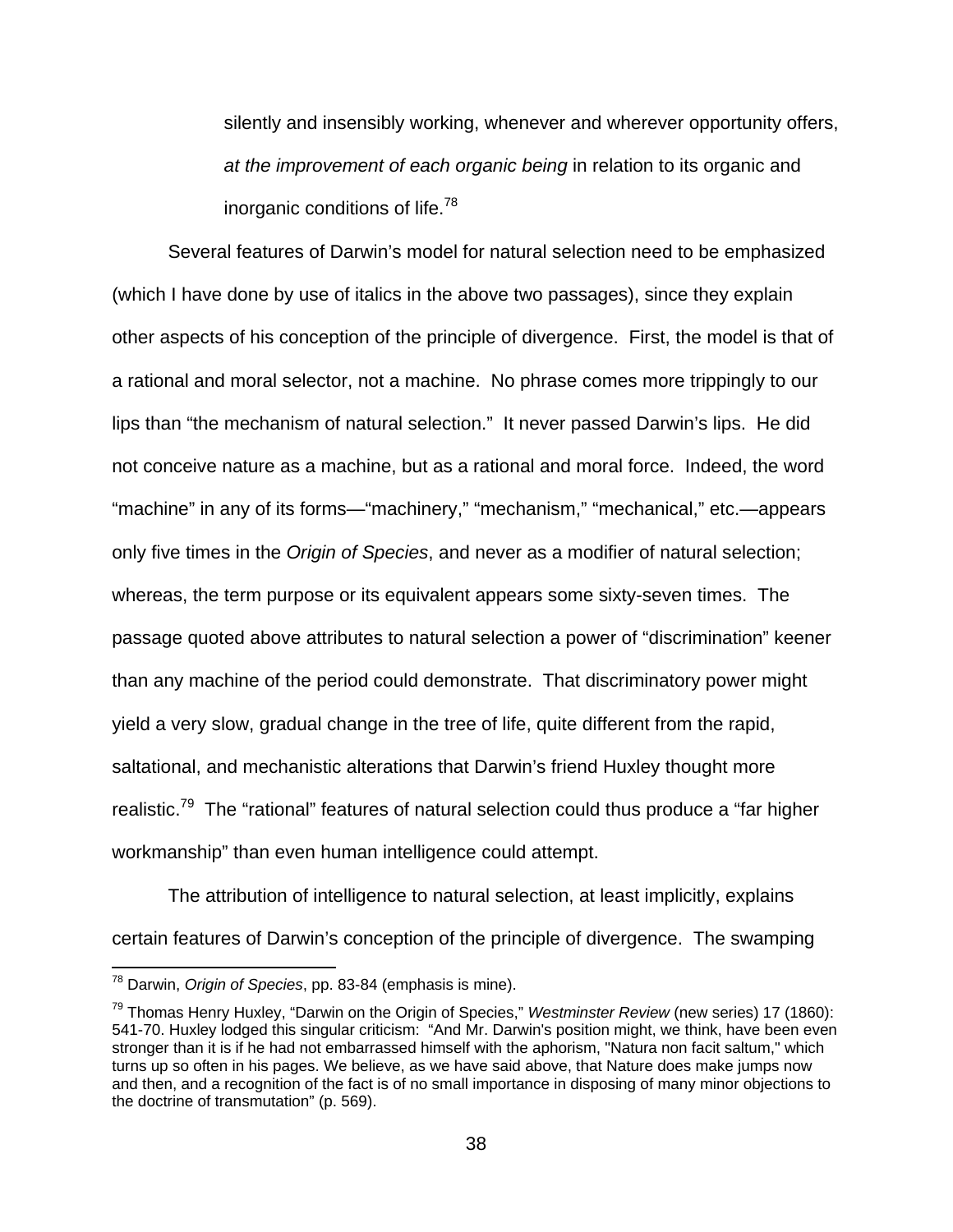> silently and insensibly working, whenever and wherever opportunity offers, *at the improvement of each organic being* in relation to its organic and inorganic conditions of life.[78]

Several features of Darwin's model for natural selection need to be emphasized (which I have done by use of italics in the above two passages), since they explain other aspects of his conception of the principle of divergence. First, the model is that of a rational and moral selector, not a machine. No phrase comes more trippingly to our lips than "the mechanism of natural selection." It never passed Darwin's lips. He did not conceive nature as a machine, but as a rational and moral force. Indeed, the word "machine" in any of its forms—"machinery," "mechanism," "mechanical," etc.—appears only five times in the *Origin of Species*, and never as a modifier of natural selection; whereas, the term purpose or its equivalent appears some sixty-seven times. The passage quoted above attributes to natural selection a power of "discrimination" keener than any machine of the period could demonstrate. That discriminatory power might yield a very slow, gradual change in the tree of life, quite different from the rapid, saltational, and mechanistic alterations that Darwin's friend Huxley thought more realistic.[79] The "rational" features of natural selection could thus produce a "far higher workmanship" than even human intelligence could attempt.

The attribution of intelligence to natural selection, at least implicitly, explains certain features of Darwin's conception of the principle of divergence. The swamping

---

[78] Darwin, *Origin of Species*, pp. 83-84 (emphasis is mine).

[79] Thomas Henry Huxley, "Darwin on the Origin of Species," *Westminster Review* (new series) 17 (1860): 541-70. Huxley lodged this singular criticism: "And Mr. Darwin's position might, we think, have been even stronger than it is if he had not embarrassed himself with the aphorism, "Natura non facit saltum," which turns up so often in his pages. We believe, as we have said above, that Nature does make jumps now and then, and a recognition of the fact is of no small importance in disposing of many minor objections to the doctrine of transmutation" (p. 569).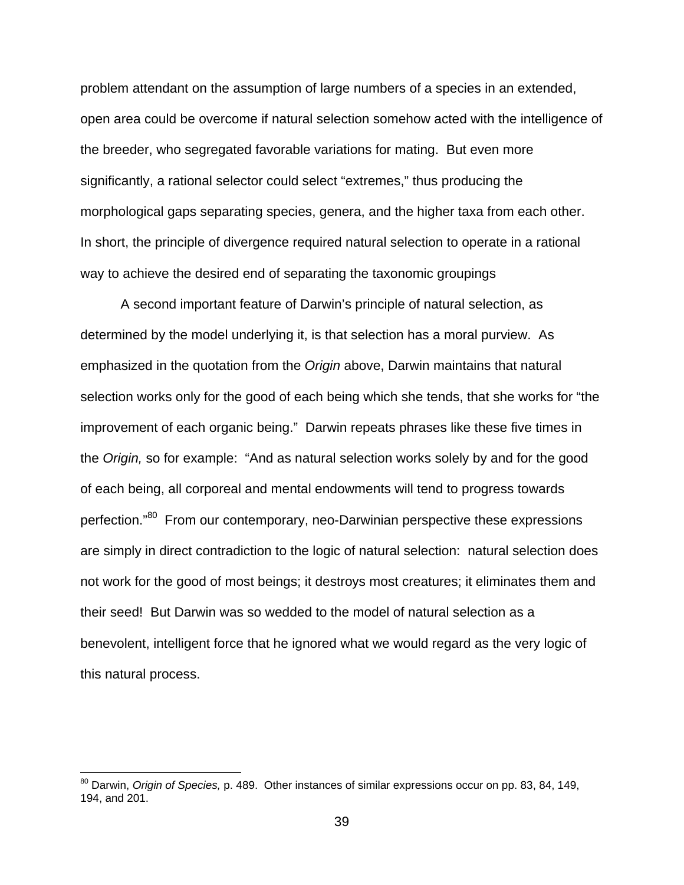problem attendant on the assumption of large numbers of a species in an extended, open area could be overcome if natural selection somehow acted with the intelligence of the breeder, who segregated favorable variations for mating. But even more significantly, a rational selector could select "extremes," thus producing the morphological gaps separating species, genera, and the higher taxa from each other. In short, the principle of divergence required natural selection to operate in a rational way to achieve the desired end of separating the taxonomic groupings

A second important feature of Darwin's principle of natural selection, as determined by the model underlying it, is that selection has a moral purview. As emphasized in the quotation from the *Origin* above, Darwin maintains that natural selection works only for the good of each being which she tends, that she works for "the improvement of each organic being." Darwin repeats phrases like these five times in the *Origin,* so for example: "And as natural selection works solely by and for the good of each being, all corporeal and mental endowments will tend to progress towards perfection."[80] From our contemporary, neo-Darwinian perspective these expressions are simply in direct contradiction to the logic of natural selection: natural selection does not work for the good of most beings; it destroys most creatures; it eliminates them and their seed! But Darwin was so wedded to the model of natural selection as a benevolent, intelligent force that he ignored what we would regard as the very logic of this natural process.

---

[80] Darwin, *Origin of Species,* p. 489. Other instances of similar expressions occur on pp. 83, 84, 149, 194, and 201.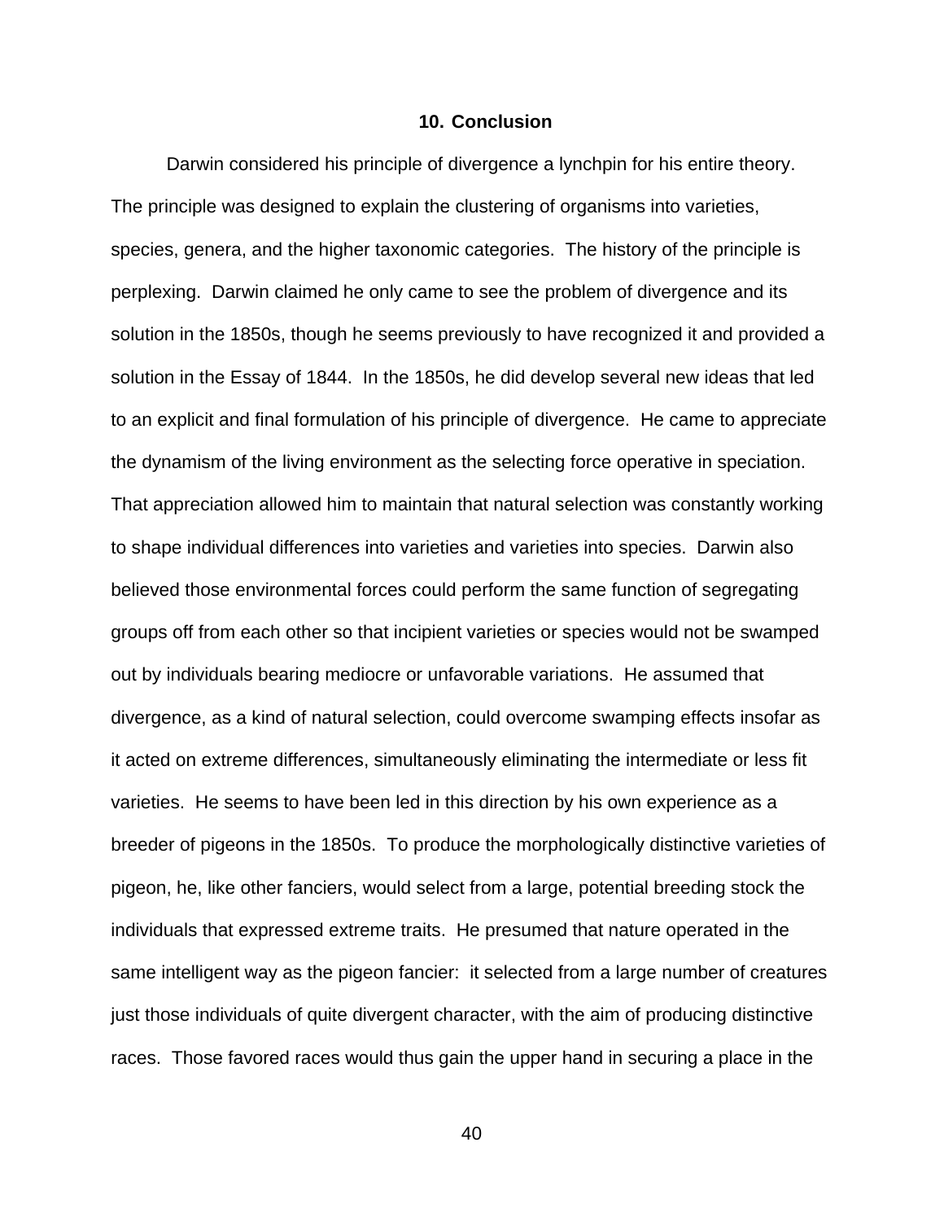## 10. Conclusion

Darwin considered his principle of divergence a lynchpin for his entire theory. The principle was designed to explain the clustering of organisms into varieties, species, genera, and the higher taxonomic categories. The history of the principle is perplexing. Darwin claimed he only came to see the problem of divergence and its solution in the 1850s, though he seems previously to have recognized it and provided a solution in the Essay of 1844. In the 1850s, he did develop several new ideas that led to an explicit and final formulation of his principle of divergence. He came to appreciate the dynamism of the living environment as the selecting force operative in speciation. That appreciation allowed him to maintain that natural selection was constantly working to shape individual differences into varieties and varieties into species. Darwin also believed those environmental forces could perform the same function of segregating groups off from each other so that incipient varieties or species would not be swamped out by individuals bearing mediocre or unfavorable variations. He assumed that divergence, as a kind of natural selection, could overcome swamping effects insofar as it acted on extreme differences, simultaneously eliminating the intermediate or less fit varieties. He seems to have been led in this direction by his own experience as a breeder of pigeons in the 1850s. To produce the morphologically distinctive varieties of pigeon, he, like other fanciers, would select from a large, potential breeding stock the individuals that expressed extreme traits. He presumed that nature operated in the same intelligent way as the pigeon fancier: it selected from a large number of creatures just those individuals of quite divergent character, with the aim of producing distinctive races. Those favored races would thus gain the upper hand in securing a place in the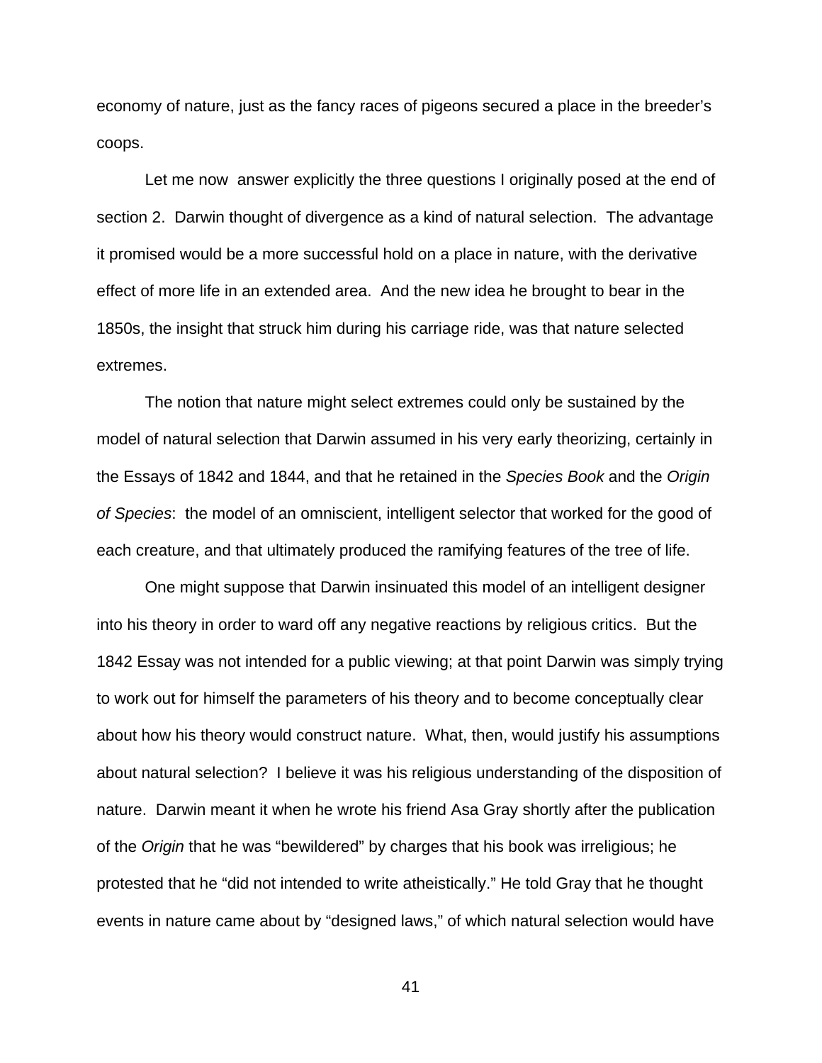economy of nature, just as the fancy races of pigeons secured a place in the breeder's coops.

Let me now answer explicitly the three questions I originally posed at the end of section 2. Darwin thought of divergence as a kind of natural selection. The advantage it promised would be a more successful hold on a place in nature, with the derivative effect of more life in an extended area. And the new idea he brought to bear in the 1850s, the insight that struck him during his carriage ride, was that nature selected extremes.

The notion that nature might select extremes could only be sustained by the model of natural selection that Darwin assumed in his very early theorizing, certainly in the Essays of 1842 and 1844, and that he retained in the *Species Book* and the *Origin of Species*: the model of an omniscient, intelligent selector that worked for the good of each creature, and that ultimately produced the ramifying features of the tree of life.

One might suppose that Darwin insinuated this model of an intelligent designer into his theory in order to ward off any negative reactions by religious critics. But the 1842 Essay was not intended for a public viewing; at that point Darwin was simply trying to work out for himself the parameters of his theory and to become conceptually clear about how his theory would construct nature. What, then, would justify his assumptions about natural selection? I believe it was his religious understanding of the disposition of nature. Darwin meant it when he wrote his friend Asa Gray shortly after the publication of the *Origin* that he was "bewildered" by charges that his book was irreligious; he protested that he "did not intended to write atheistically." He told Gray that he thought events in nature came about by "designed laws," of which natural selection would have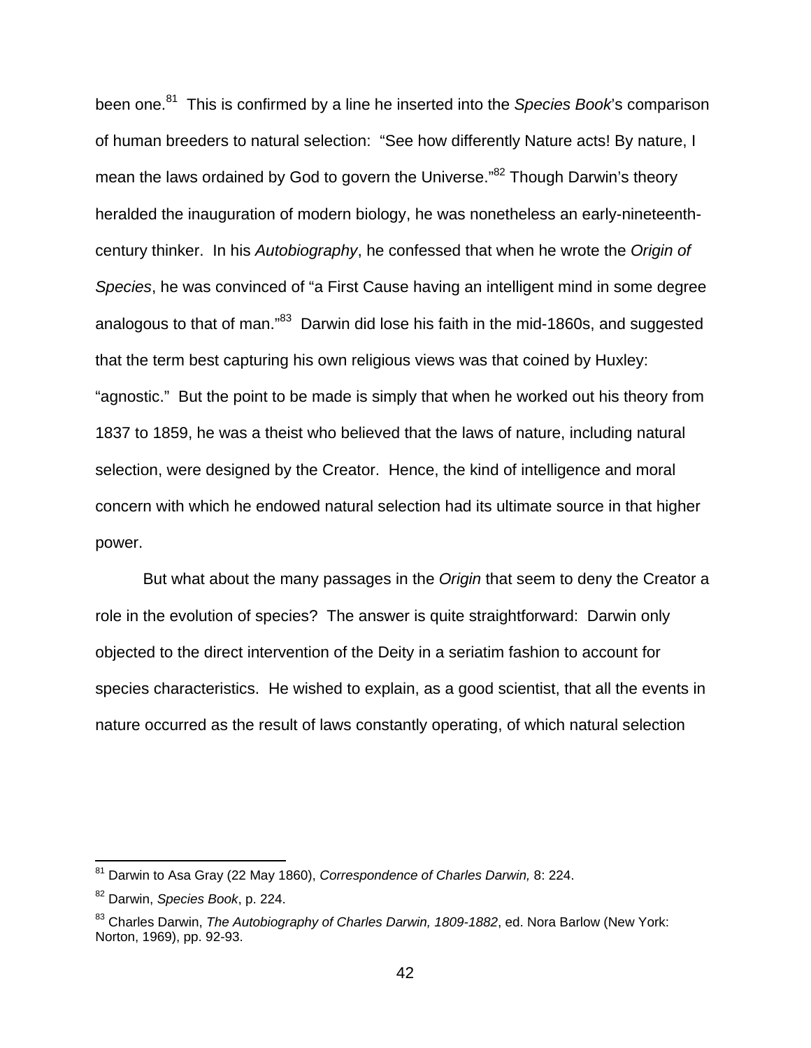been one.[81] This is confirmed by a line he inserted into the *Species Book*'s comparison of human breeders to natural selection: "See how differently Nature acts! By nature, I mean the laws ordained by God to govern the Universe."[82] Though Darwin's theory heralded the inauguration of modern biology, he was nonetheless an early-nineteenth-century thinker. In his *Autobiography*, he confessed that when he wrote the *Origin of Species*, he was convinced of "a First Cause having an intelligent mind in some degree analogous to that of man."[83] Darwin did lose his faith in the mid-1860s, and suggested that the term best capturing his own religious views was that coined by Huxley: "agnostic." But the point to be made is simply that when he worked out his theory from 1837 to 1859, he was a theist who believed that the laws of nature, including natural selection, were designed by the Creator. Hence, the kind of intelligence and moral concern with which he endowed natural selection had its ultimate source in that higher power.

But what about the many passages in the *Origin* that seem to deny the Creator a role in the evolution of species? The answer is quite straightforward: Darwin only objected to the direct intervention of the Deity in a seriatim fashion to account for species characteristics. He wished to explain, as a good scientist, that all the events in nature occurred as the result of laws constantly operating, of which natural selection

---

[81] Darwin to Asa Gray (22 May 1860), *Correspondence of Charles Darwin,* 8: 224.

[82] Darwin, *Species Book*, p. 224.

[83] Charles Darwin, *The Autobiography of Charles Darwin, 1809-1882*, ed. Nora Barlow (New York: Norton, 1969), pp. 92-93.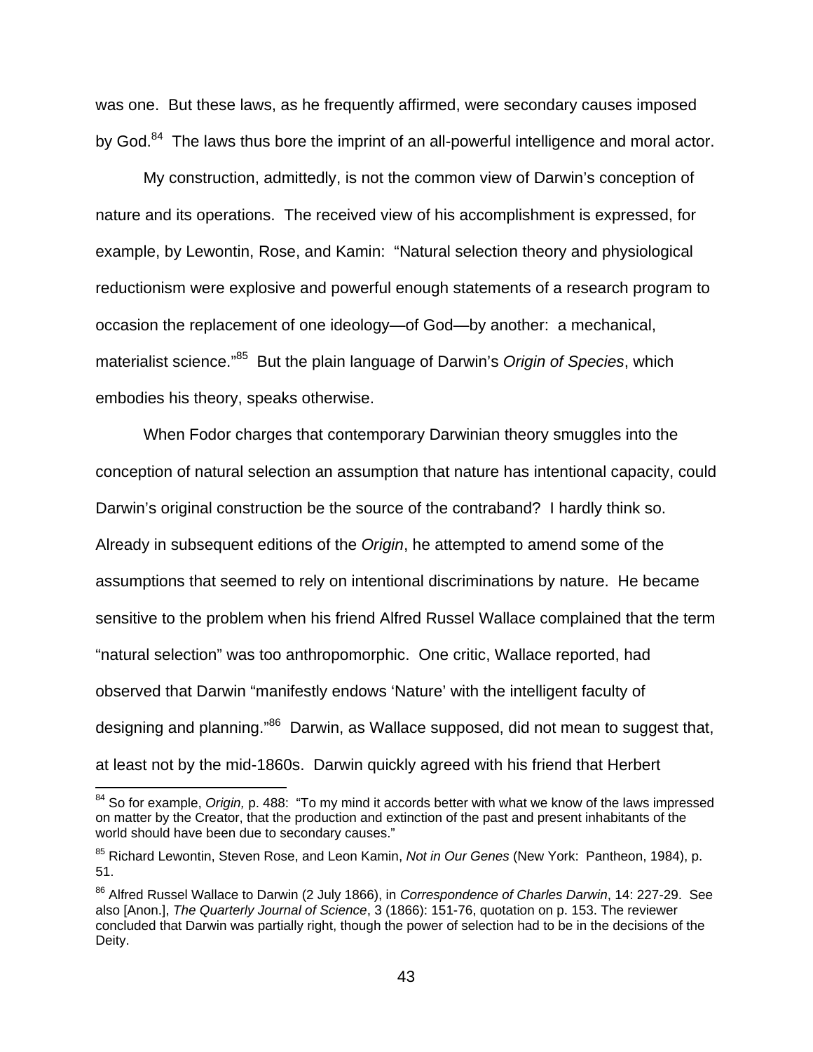was one. But these laws, as he frequently affirmed, were secondary causes imposed by God.[84] The laws thus bore the imprint of an all-powerful intelligence and moral actor.

My construction, admittedly, is not the common view of Darwin's conception of nature and its operations. The received view of his accomplishment is expressed, for example, by Lewontin, Rose, and Kamin: "Natural selection theory and physiological reductionism were explosive and powerful enough statements of a research program to occasion the replacement of one ideology—of God—by another: a mechanical, materialist science."[85] But the plain language of Darwin's *Origin of Species*, which embodies his theory, speaks otherwise.

When Fodor charges that contemporary Darwinian theory smuggles into the conception of natural selection an assumption that nature has intentional capacity, could Darwin's original construction be the source of the contraband? I hardly think so. Already in subsequent editions of the *Origin*, he attempted to amend some of the assumptions that seemed to rely on intentional discriminations by nature. He became sensitive to the problem when his friend Alfred Russel Wallace complained that the term "natural selection" was too anthropomorphic. One critic, Wallace reported, had observed that Darwin "manifestly endows 'Nature' with the intelligent faculty of designing and planning."[86] Darwin, as Wallace supposed, did not mean to suggest that, at least not by the mid-1860s. Darwin quickly agreed with his friend that Herbert

---

[84] So for example, *Origin,* p. 488: "To my mind it accords better with what we know of the laws impressed on matter by the Creator, that the production and extinction of the past and present inhabitants of the world should have been due to secondary causes."

[85] Richard Lewontin, Steven Rose, and Leon Kamin, *Not in Our Genes* (New York: Pantheon, 1984), p. 51.

[86] Alfred Russel Wallace to Darwin (2 July 1866), in *Correspondence of Charles Darwin*, 14: 227-29. See also [Anon.], *The Quarterly Journal of Science*, 3 (1866): 151-76, quotation on p. 153. The reviewer concluded that Darwin was partially right, though the power of selection had to be in the decisions of the Deity.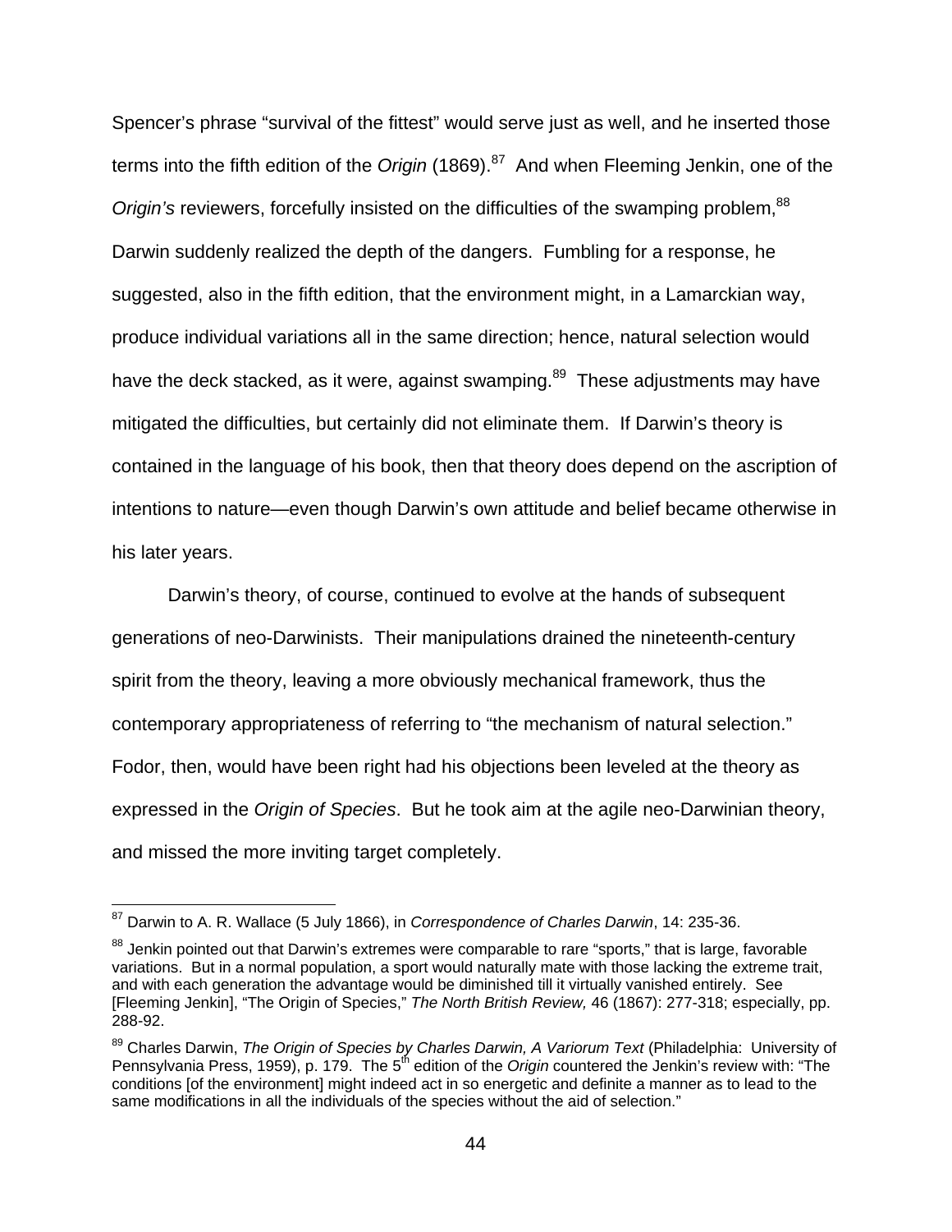Spencer's phrase "survival of the fittest" would serve just as well, and he inserted those terms into the fifth edition of the *Origin* (1869).[87] And when Fleeming Jenkin, one of the *Origin's* reviewers, forcefully insisted on the difficulties of the swamping problem,[88] Darwin suddenly realized the depth of the dangers. Fumbling for a response, he suggested, also in the fifth edition, that the environment might, in a Lamarckian way, produce individual variations all in the same direction; hence, natural selection would have the deck stacked, as it were, against swamping.[89] These adjustments may have mitigated the difficulties, but certainly did not eliminate them. If Darwin's theory is contained in the language of his book, then that theory does depend on the ascription of intentions to nature—even though Darwin's own attitude and belief became otherwise in his later years.

Darwin's theory, of course, continued to evolve at the hands of subsequent generations of neo-Darwinists. Their manipulations drained the nineteenth-century spirit from the theory, leaving a more obviously mechanical framework, thus the contemporary appropriateness of referring to "the mechanism of natural selection." Fodor, then, would have been right had his objections been leveled at the theory as expressed in the *Origin of Species*. But he took aim at the agile neo-Darwinian theory, and missed the more inviting target completely.

---

[87] Darwin to A. R. Wallace (5 July 1866), in *Correspondence of Charles Darwin*, 14: 235-36.

[88] Jenkin pointed out that Darwin's extremes were comparable to rare "sports," that is large, favorable variations. But in a normal population, a sport would naturally mate with those lacking the extreme trait, and with each generation the advantage would be diminished till it virtually vanished entirely. See [Fleeming Jenkin], "The Origin of Species," *The North British Review,* 46 (1867): 277-318; especially, pp. 288-92.

[89] Charles Darwin, *The Origin of Species by Charles Darwin, A Variorum Text* (Philadelphia: University of Pennsylvania Press, 1959), p. 179. The 5th edition of the *Origin* countered the Jenkin's review with: "The conditions [of the environment] might indeed act in so energetic and definite a manner as to lead to the same modifications in all the individuals of the species without the aid of selection."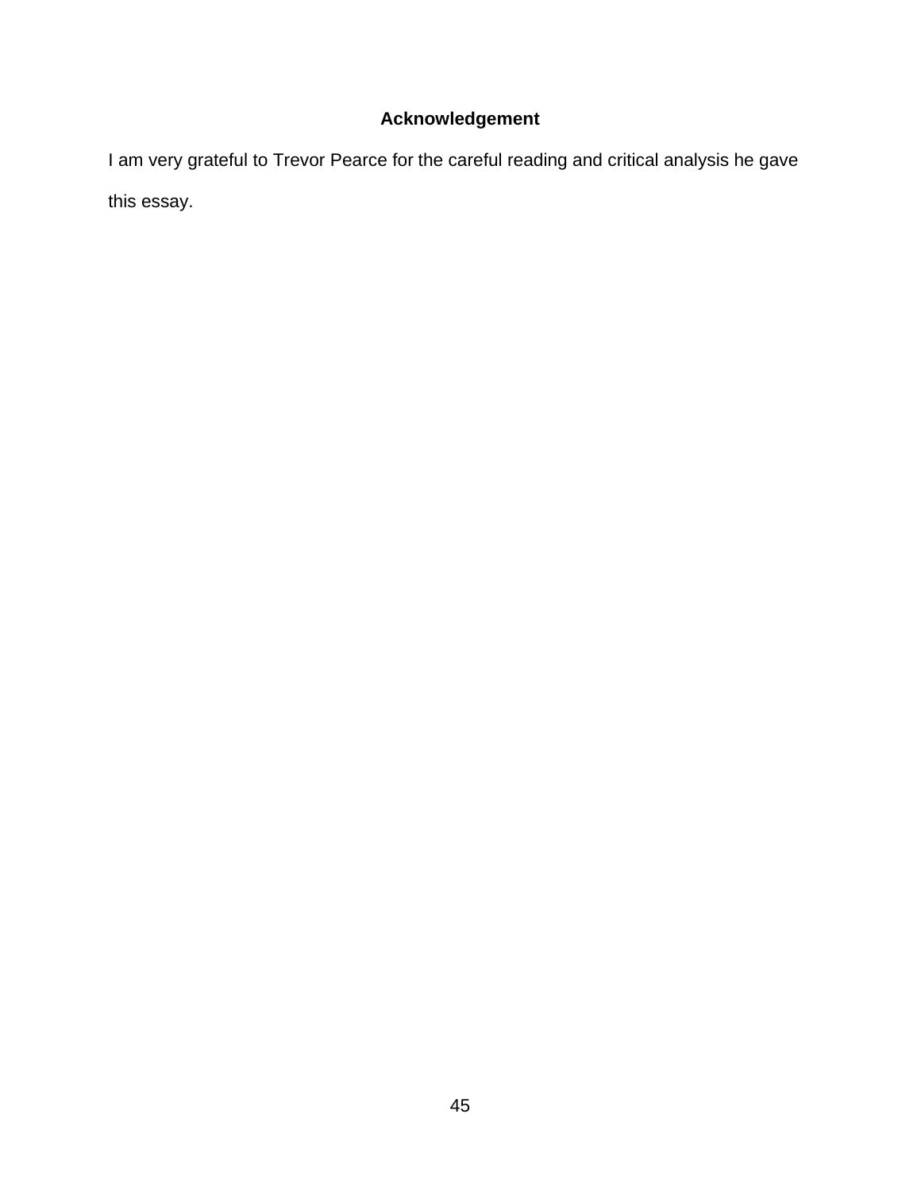## Acknowledgement

I am very grateful to Trevor Pearce for the careful reading and critical analysis he gave this essay.